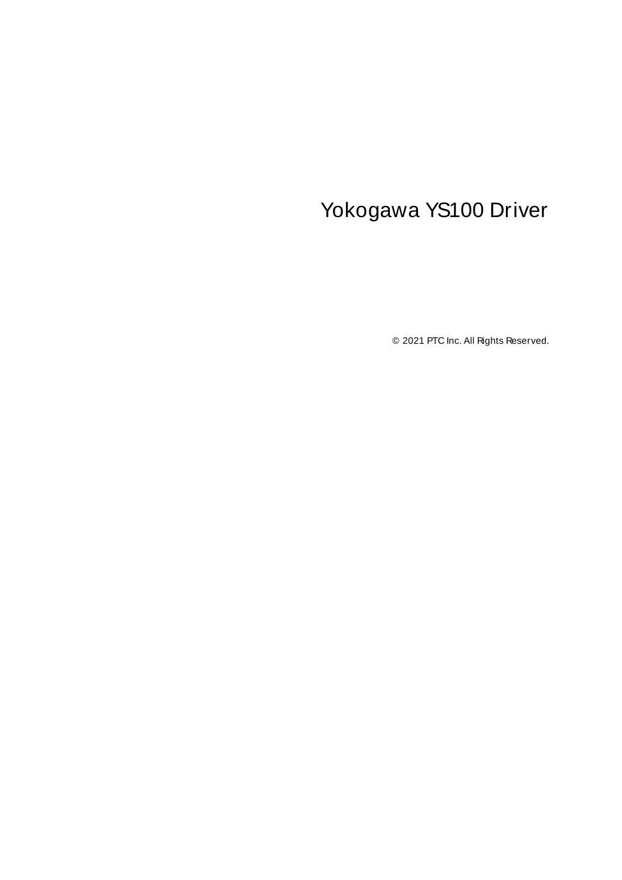# Yokogawa YS100 Driver

© 2021 PTC Inc. All Rights Reserved.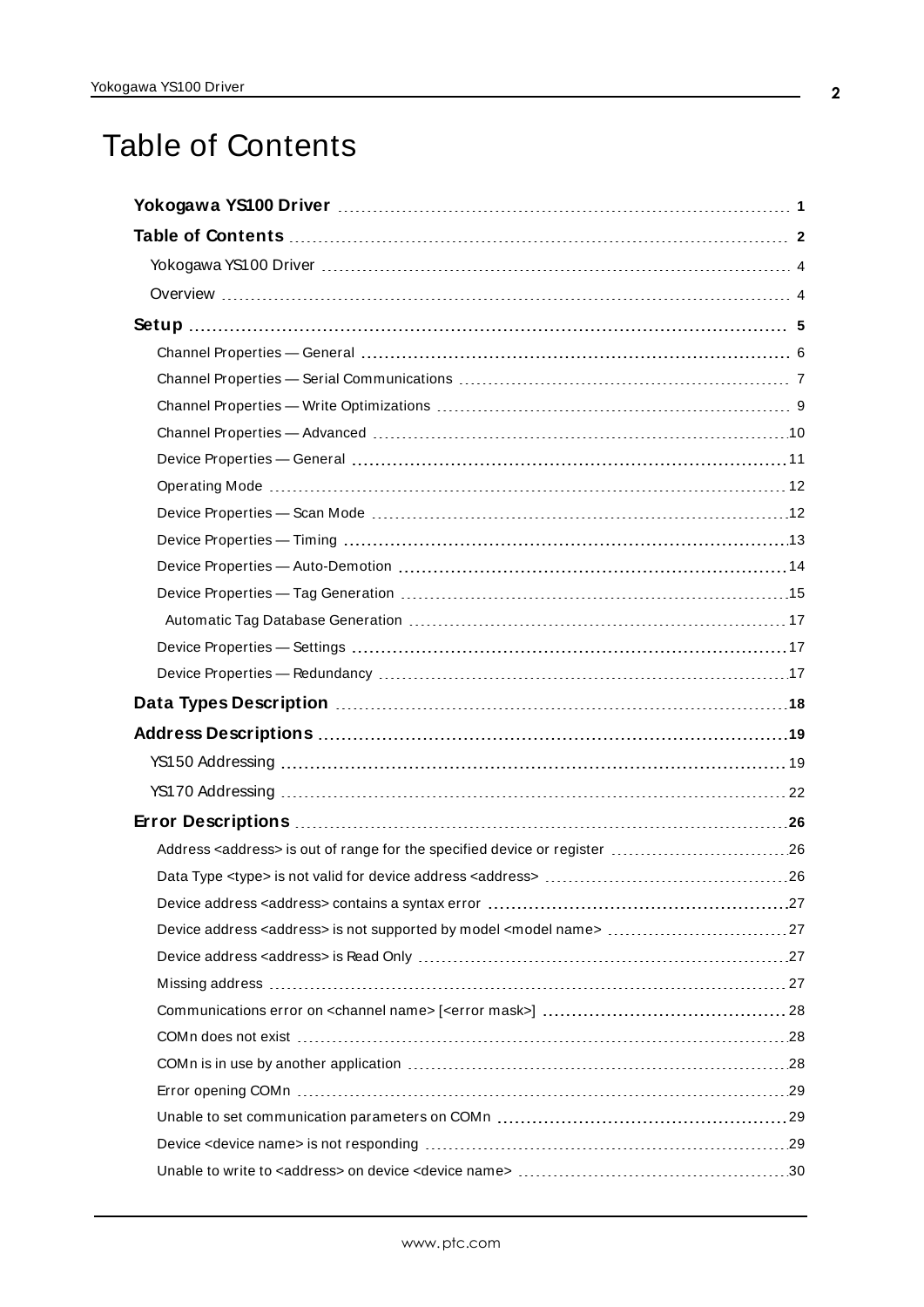# Table of Contents

**Yokogawa YS100 Driver** 1

**Table of Contents** 2

Yokogawa YS100 Driver 4

Overview 4

**Setup** 5

Channel Properties — General 6

Channel Properties — Serial Communications 7

Channel Properties — Write Optimizations 9

Channel Properties — Advanced 10

Device Properties — General 11

Operating Mode 12

Device Properties — Scan Mode 12

Device Properties — Timing 13

Device Properties — Auto-Demotion 14

Device Properties — Tag Generation 15

Automatic Tag Database Generation 17

Device Properties — Settings 17

Device Properties — Redundancy 17

**Data Types Description** 18

**Address Descriptions** 19

YS150 Addressing 19

YS170 Addressing 22

**Error Descriptions** 26

Address <address> is out of range for the specified device or register 26

Data Type <type> is not valid for device address <address> 26

Device address <address> contains a syntax error 27

Device address <address> is not supported by model <model name> 27

Device address <address> is Read Only 27

Missing address 27

Communications error on <channel name> [<error mask>] 28

COMn does not exist 28

COMn is in use by another application 28

Error opening COMn 29

Unable to set communication parameters on COMn 29

Device <device name> is not responding 29

Unable to write to <address> on device <device name> 30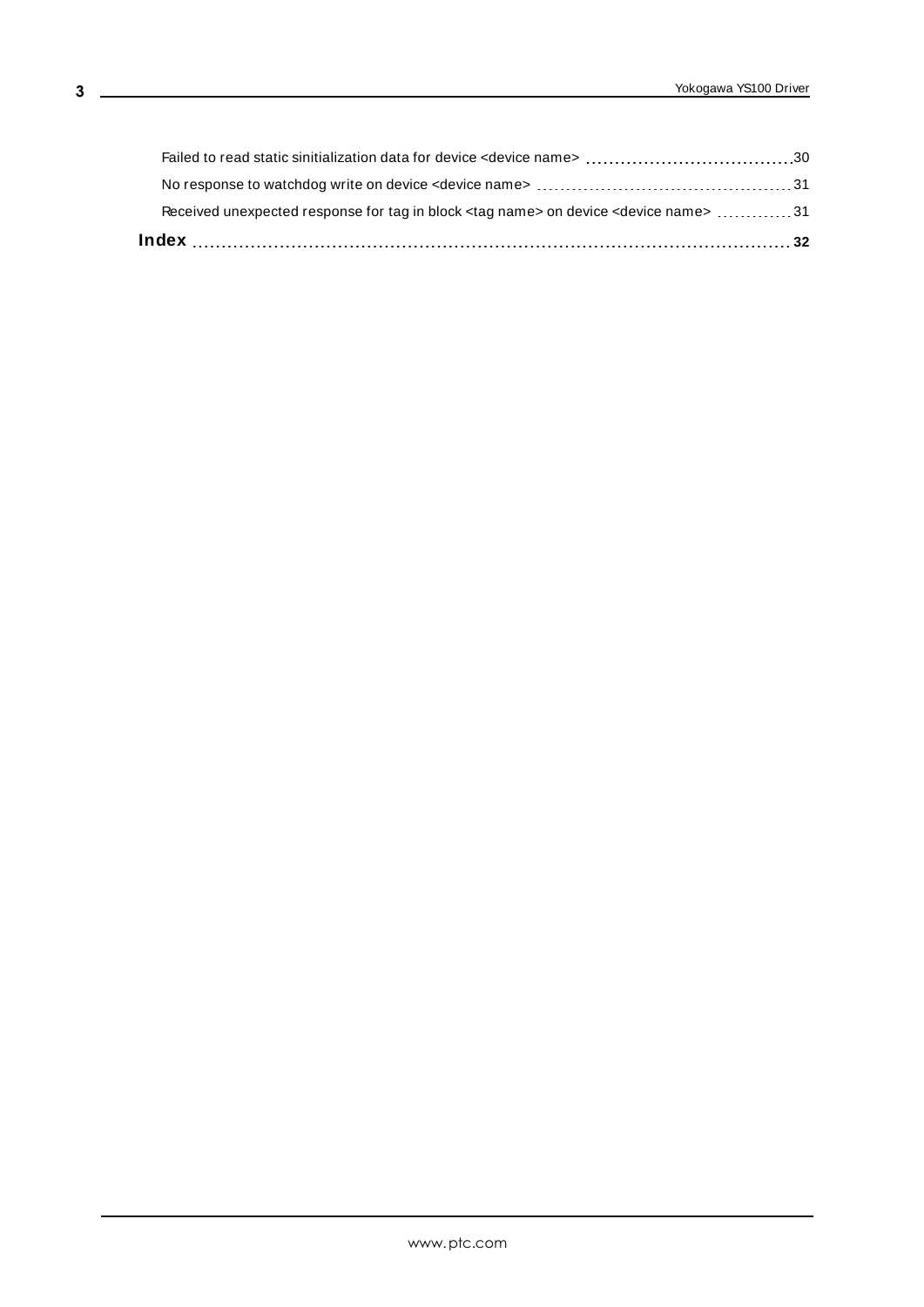Failed to read static sinitialization data for device <device name> .................................... 30

No response to watchdog write on device <device name> .................................... 31

Received unexpected response for tag in block <tag name> on device <device name> .................................... 31

**Index** .................................... **32**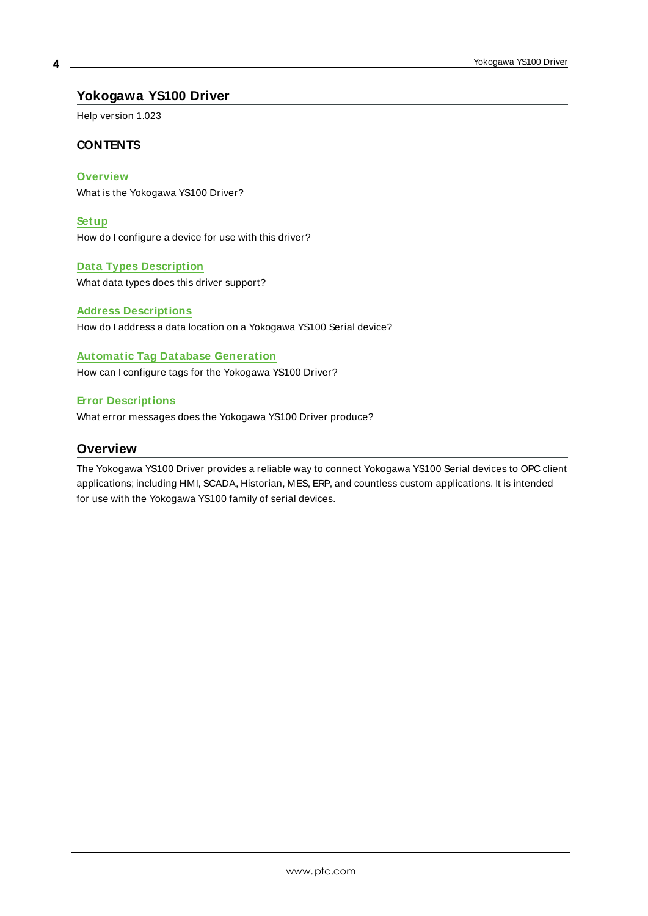# Yokogawa YS100 Driver

Help version 1.023

### CONTENTS

**Overview**
What is the Yokogawa YS100 Driver?

**Setup**
How do I configure a device for use with this driver?

**Data Types Description**
What data types does this driver support?

**Address Descriptions**
How do I address a data location on a Yokogawa YS100 Serial device?

**Automatic Tag Database Generation**
How can I configure tags for the Yokogawa YS100 Driver?

**Error Descriptions**
What error messages does the Yokogawa YS100 Driver produce?

## Overview

The Yokogawa YS100 Driver provides a reliable way to connect Yokogawa YS100 Serial devices to OPC client applications; including HMI, SCADA, Historian, MES, ERP, and countless custom applications. It is intended for use with the Yokogawa YS100 family of serial devices.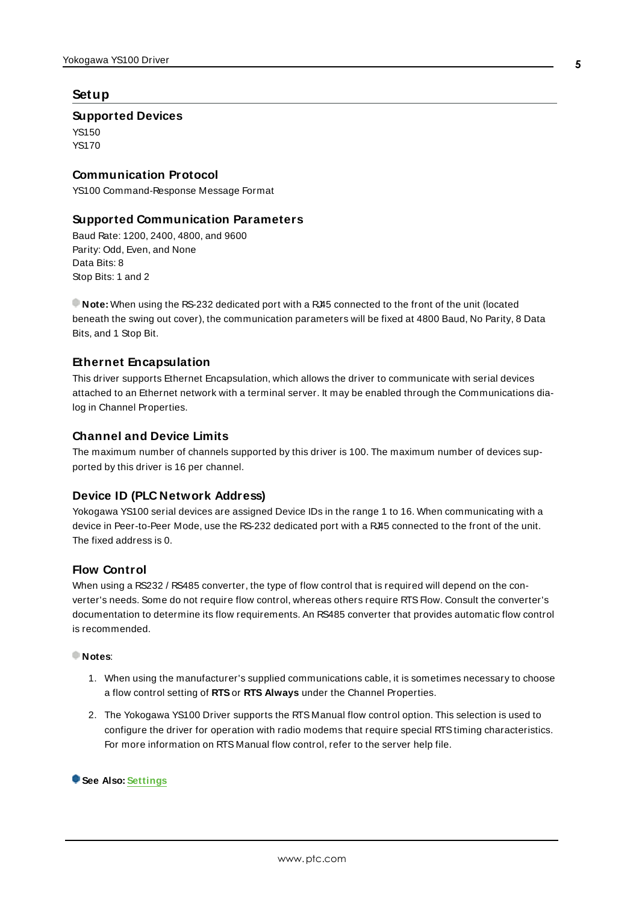# Setup

## Supported Devices

YS150
YS170

## Communication Protocol

YS100 Command-Response Message Format

## Supported Communication Parameters

Baud Rate: 1200, 2400, 4800, and 9600
Parity: Odd, Even, and None
Data Bits: 8
Stop Bits: 1 and 2

**Note:** When using the RS-232 dedicated port with a RJ45 connected to the front of the unit (located beneath the swing out cover), the communication parameters will be fixed at 4800 Baud, No Parity, 8 Data Bits, and 1 Stop Bit.

## Ethernet Encapsulation

This driver supports Ethernet Encapsulation, which allows the driver to communicate with serial devices attached to an Ethernet network with a terminal server. It may be enabled through the Communications dialog in Channel Properties.

## Channel and Device Limits

The maximum number of channels supported by this driver is 100. The maximum number of devices supported by this driver is 16 per channel.

## Device ID (PLC Network Address)

Yokogawa YS100 serial devices are assigned Device IDs in the range 1 to 16. When communicating with a device in Peer-to-Peer Mode, use the RS-232 dedicated port with a RJ45 connected to the front of the unit. The fixed address is 0.

## Flow Control

When using a RS232 / RS485 converter, the type of flow control that is required will depend on the converter's needs. Some do not require flow control, whereas others require RTS Flow. Consult the converter's documentation to determine its flow requirements. An RS485 converter that provides automatic flow control is recommended.

**Notes**:

1. When using the manufacturer's supplied communications cable, it is sometimes necessary to choose a flow control setting of **RTS** or **RTS Always** under the Channel Properties.
2. The Yokogawa YS100 Driver supports the RTS Manual flow control option. This selection is used to configure the driver for operation with radio modems that require special RTS timing characteristics. For more information on RTS Manual flow control, refer to the server help file.

**See Also:** Settings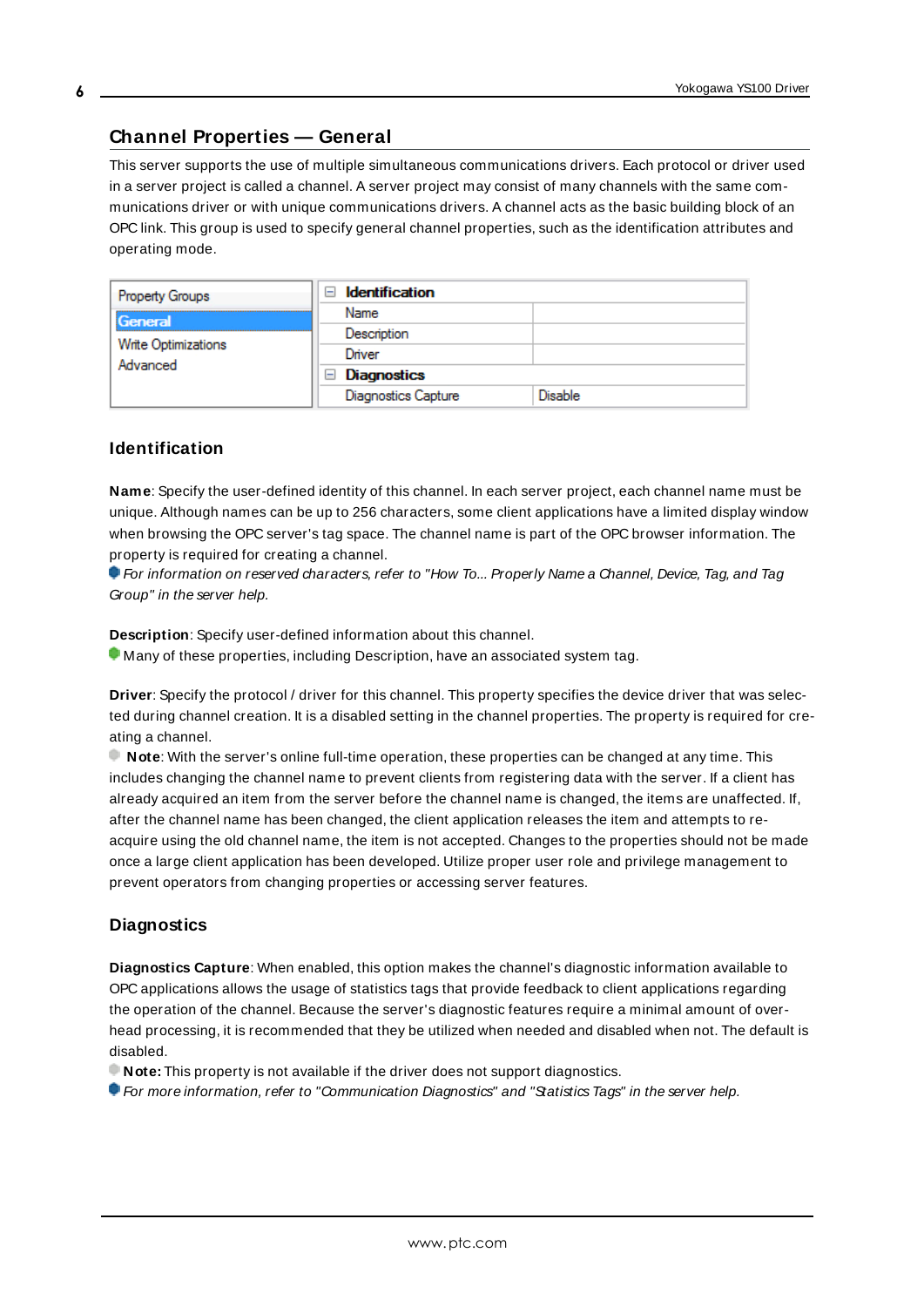## Channel Properties — General

This server supports the use of multiple simultaneous communications drivers. Each protocol or driver used in a server project is called a channel. A server project may consist of many channels with the same communications driver or with unique communications drivers. A channel acts as the basic building block of an OPC link. This group is used to specify general channel properties, such as the identification attributes and operating mode.

| Property Groups | | |
|---|---|---|
| General | **Identification** | |
| Write Optimizations | Name | |
| Advanced | Description | |
| | Driver | |
| | **Diagnostics** | |
| | Diagnostics Capture | Disable |

### Identification

**Name**: Specify the user-defined identity of this channel. In each server project, each channel name must be unique. Although names can be up to 256 characters, some client applications have a limited display window when browsing the OPC server's tag space. The channel name is part of the OPC browser information. The property is required for creating a channel.

*For information on reserved characters, refer to "How To... Properly Name a Channel, Device, Tag, and Tag Group" in the server help.*

**Description**: Specify user-defined information about this channel.

Many of these properties, including Description, have an associated system tag.

**Driver**: Specify the protocol / driver for this channel. This property specifies the device driver that was selected during channel creation. It is a disabled setting in the channel properties. The property is required for creating a channel.

**Note**: With the server's online full-time operation, these properties can be changed at any time. This includes changing the channel name to prevent clients from registering data with the server. If a client has already acquired an item from the server before the channel name is changed, the items are unaffected. If, after the channel name has been changed, the client application releases the item and attempts to re-acquire using the old channel name, the item is not accepted. Changes to the properties should not be made once a large client application has been developed. Utilize proper user role and privilege management to prevent operators from changing properties or accessing server features.

### Diagnostics

**Diagnostics Capture**: When enabled, this option makes the channel's diagnostic information available to OPC applications allows the usage of statistics tags that provide feedback to client applications regarding the operation of the channel. Because the server's diagnostic features require a minimal amount of overhead processing, it is recommended that they be utilized when needed and disabled when not. The default is disabled.

**Note:** This property is not available if the driver does not support diagnostics.

*For more information, refer to "Communication Diagnostics" and "Statistics Tags" in the server help.*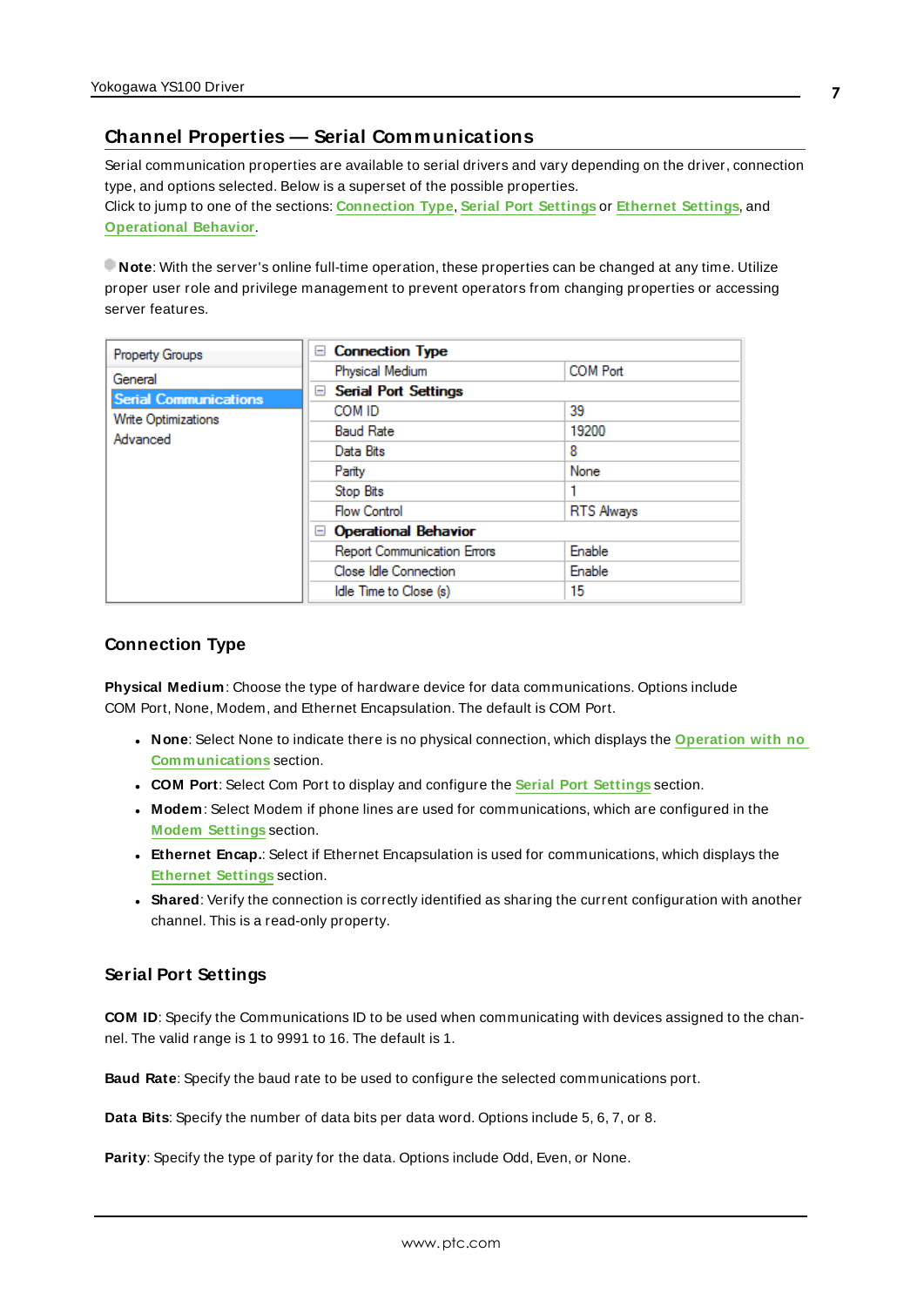## Channel Properties — Serial Communications

Serial communication properties are available to serial drivers and vary depending on the driver, connection type, and options selected. Below is a superset of the possible properties.
Click to jump to one of the sections: Connection Type, Serial Port Settings or Ethernet Settings, and Operational Behavior.

**Note**: With the server's online full-time operation, these properties can be changed at any time. Utilize proper user role and privilege management to prevent operators from changing properties or accessing server features.

| Property Groups | | |
|---|---|---|
| General | **Connection Type** | |
| **Serial Communications** | Physical Medium | COM Port |
| Write Optimizations | **Serial Port Settings** | |
| Advanced | COM ID | 39 |
| | Baud Rate | 19200 |
| | Data Bits | 8 |
| | Parity | None |
| | Stop Bits | 1 |
| | Flow Control | RTS Always |
| | **Operational Behavior** | |
| | Report Communication Errors | Enable |
| | Close Idle Connection | Enable |
| | Idle Time to Close (s) | 15 |

### Connection Type

**Physical Medium**: Choose the type of hardware device for data communications. Options include COM Port, None, Modem, and Ethernet Encapsulation. The default is COM Port.

- **None**: Select None to indicate there is no physical connection, which displays the Operation with no Communications section.
- **COM Port**: Select Com Port to display and configure the Serial Port Settings section.
- **Modem**: Select Modem if phone lines are used for communications, which are configured in the Modem Settings section.
- **Ethernet Encap.**: Select if Ethernet Encapsulation is used for communications, which displays the Ethernet Settings section.
- **Shared**: Verify the connection is correctly identified as sharing the current configuration with another channel. This is a read-only property.

### Serial Port Settings

**COM ID**: Specify the Communications ID to be used when communicating with devices assigned to the channel. The valid range is 1 to 9991 to 16. The default is 1.

**Baud Rate**: Specify the baud rate to be used to configure the selected communications port.

**Data Bits**: Specify the number of data bits per data word. Options include 5, 6, 7, or 8.

**Parity**: Specify the type of parity for the data. Options include Odd, Even, or None.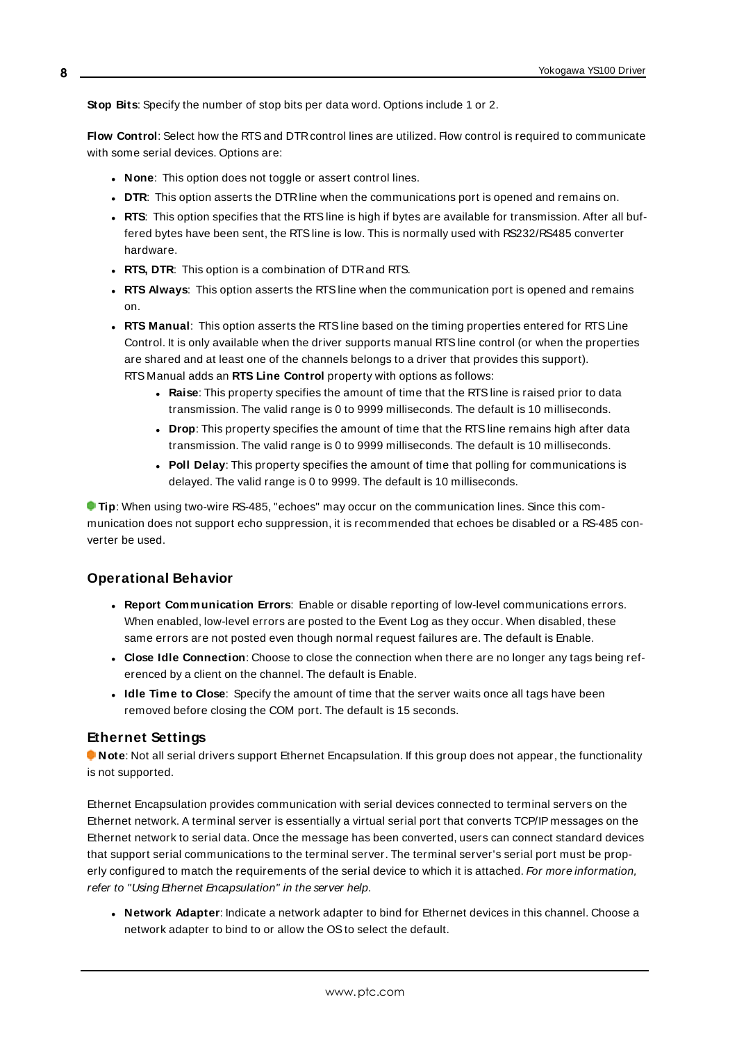**Stop Bits**: Specify the number of stop bits per data word. Options include 1 or 2.

**Flow Control**: Select how the RTS and DTR control lines are utilized. Flow control is required to communicate with some serial devices. Options are:

- **None**: This option does not toggle or assert control lines.
- **DTR**: This option asserts the DTR line when the communications port is opened and remains on.
- **RTS**: This option specifies that the RTS line is high if bytes are available for transmission. After all buffered bytes have been sent, the RTS line is low. This is normally used with RS232/RS485 converter hardware.
- **RTS, DTR**: This option is a combination of DTR and RTS.
- **RTS Always**: This option asserts the RTS line when the communication port is opened and remains on.
- **RTS Manual**: This option asserts the RTS line based on the timing properties entered for RTS Line Control. It is only available when the driver supports manual RTS line control (or when the properties are shared and at least one of the channels belongs to a driver that provides this support). RTS Manual adds an **RTS Line Control** property with options as follows:
  - **Raise**: This property specifies the amount of time that the RTS line is raised prior to data transmission. The valid range is 0 to 9999 milliseconds. The default is 10 milliseconds.
  - **Drop**: This property specifies the amount of time that the RTS line remains high after data transmission. The valid range is 0 to 9999 milliseconds. The default is 10 milliseconds.
  - **Poll Delay**: This property specifies the amount of time that polling for communications is delayed. The valid range is 0 to 9999. The default is 10 milliseconds.

**Tip**: When using two-wire RS-485, "echoes" may occur on the communication lines. Since this communication does not support echo suppression, it is recommended that echoes be disabled or a RS-485 converter be used.

## Operational Behavior

- **Report Communication Errors**: Enable or disable reporting of low-level communications errors. When enabled, low-level errors are posted to the Event Log as they occur. When disabled, these same errors are not posted even though normal request failures are. The default is Enable.
- **Close Idle Connection**: Choose to close the connection when there are no longer any tags being referenced by a client on the channel. The default is Enable.
- **Idle Time to Close**: Specify the amount of time that the server waits once all tags have been removed before closing the COM port. The default is 15 seconds.

## Ethernet Settings

**Note**: Not all serial drivers support Ethernet Encapsulation. If this group does not appear, the functionality is not supported.

Ethernet Encapsulation provides communication with serial devices connected to terminal servers on the Ethernet network. A terminal server is essentially a virtual serial port that converts TCP/IP messages on the Ethernet network to serial data. Once the message has been converted, users can connect standard devices that support serial communications to the terminal server. The terminal server's serial port must be properly configured to match the requirements of the serial device to which it is attached. *For more information, refer to "Using Ethernet Encapsulation" in the server help.*

- **Network Adapter**: Indicate a network adapter to bind for Ethernet devices in this channel. Choose a network adapter to bind to or allow the OS to select the default.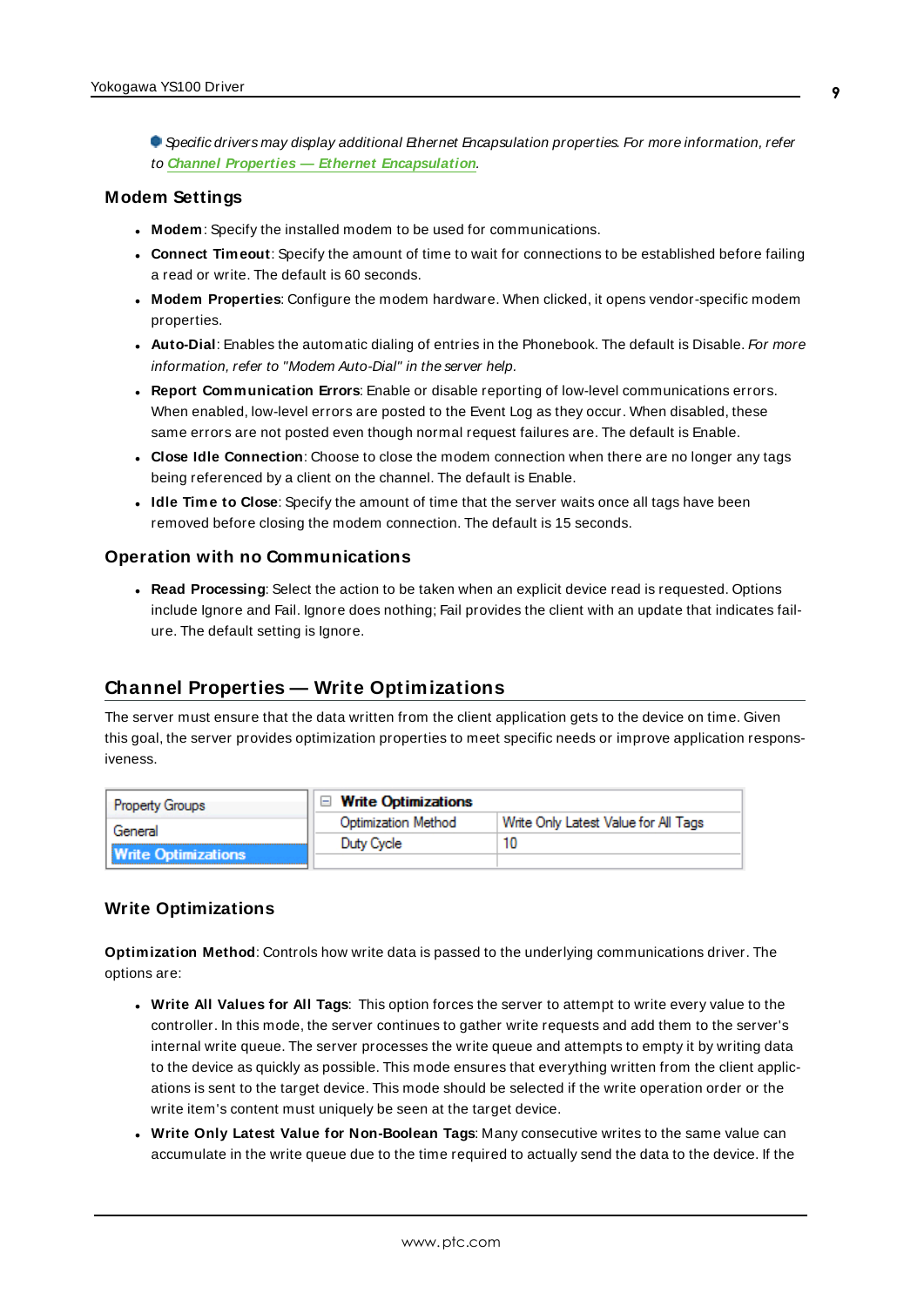Specific drivers may display additional Ethernet Encapsulation properties. For more information, refer to **Channel Properties — Ethernet Encapsulation**.

### Modem Settings

- **Modem**: Specify the installed modem to be used for communications.
- **Connect Timeout**: Specify the amount of time to wait for connections to be established before failing a read or write. The default is 60 seconds.
- **Modem Properties**: Configure the modem hardware. When clicked, it opens vendor-specific modem properties.
- **Auto-Dial**: Enables the automatic dialing of entries in the Phonebook. The default is Disable. *For more information, refer to "Modem Auto-Dial" in the server help.*
- **Report Communication Errors**: Enable or disable reporting of low-level communications errors. When enabled, low-level errors are posted to the Event Log as they occur. When disabled, these same errors are not posted even though normal request failures are. The default is Enable.
- **Close Idle Connection**: Choose to close the modem connection when there are no longer any tags being referenced by a client on the channel. The default is Enable.
- **Idle Time to Close**: Specify the amount of time that the server waits once all tags have been removed before closing the modem connection. The default is 15 seconds.

### Operation with no Communications

- **Read Processing**: Select the action to be taken when an explicit device read is requested. Options include Ignore and Fail. Ignore does nothing; Fail provides the client with an update that indicates failure. The default setting is Ignore.

## Channel Properties — Write Optimizations

The server must ensure that the data written from the client application gets to the device on time. Given this goal, the server provides optimization properties to meet specific needs or improve application responsiveness.

| Property Groups | Write Optimizations | |
|---|---|---|
| General | Optimization Method | Write Only Latest Value for All Tags |
| **Write Optimizations** | Duty Cycle | 10 |

### Write Optimizations

**Optimization Method**: Controls how write data is passed to the underlying communications driver. The options are:

- **Write All Values for All Tags**: This option forces the server to attempt to write every value to the controller. In this mode, the server continues to gather write requests and add them to the server's internal write queue. The server processes the write queue and attempts to empty it by writing data to the device as quickly as possible. This mode ensures that everything written from the client applications is sent to the target device. This mode should be selected if the write operation order or the write item's content must uniquely be seen at the target device.
- **Write Only Latest Value for Non-Boolean Tags**: Many consecutive writes to the same value can accumulate in the write queue due to the time required to actually send the data to the device. If the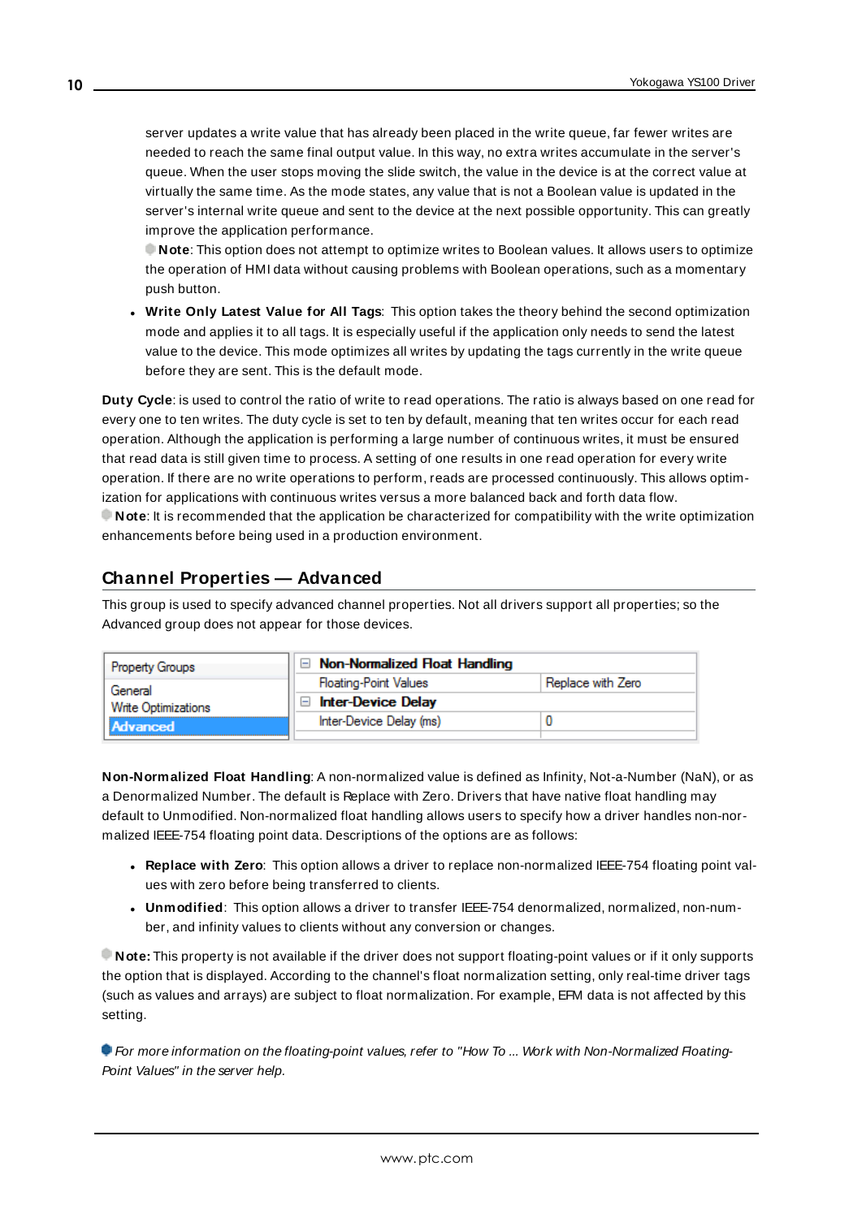server updates a write value that has already been placed in the write queue, far fewer writes are needed to reach the same final output value. In this way, no extra writes accumulate in the server's queue. When the user stops moving the slide switch, the value in the device is at the correct value at virtually the same time. As the mode states, any value that is not a Boolean value is updated in the server's internal write queue and sent to the device at the next possible opportunity. This can greatly improve the application performance.

**Note**: This option does not attempt to optimize writes to Boolean values. It allows users to optimize the operation of HMI data without causing problems with Boolean operations, such as a momentary push button.

- **Write Only Latest Value for All Tags**: This option takes the theory behind the second optimization mode and applies it to all tags. It is especially useful if the application only needs to send the latest value to the device. This mode optimizes all writes by updating the tags currently in the write queue before they are sent. This is the default mode.

**Duty Cycle**: is used to control the ratio of write to read operations. The ratio is always based on one read for every one to ten writes. The duty cycle is set to ten by default, meaning that ten writes occur for each read operation. Although the application is performing a large number of continuous writes, it must be ensured that read data is still given time to process. A setting of one results in one read operation for every write operation. If there are no write operations to perform, reads are processed continuously. This allows optimization for applications with continuous writes versus a more balanced back and forth data flow.

**Note**: It is recommended that the application be characterized for compatibility with the write optimization enhancements before being used in a production environment.

## Channel Properties — Advanced

This group is used to specify advanced channel properties. Not all drivers support all properties; so the Advanced group does not appear for those devices.

| Property Groups | Non-Normalized Float Handling | |
|---|---|---|
| General | Floating-Point Values | Replace with Zero |
| Write Optimizations | Inter-Device Delay | |
| **Advanced** | Inter-Device Delay (ms) | 0 |

**Non-Normalized Float Handling**: A non-normalized value is defined as Infinity, Not-a-Number (NaN), or as a Denormalized Number. The default is Replace with Zero. Drivers that have native float handling may default to Unmodified. Non-normalized float handling allows users to specify how a driver handles non-normalized IEEE-754 floating point data. Descriptions of the options are as follows:

- **Replace with Zero**: This option allows a driver to replace non-normalized IEEE-754 floating point values with zero before being transferred to clients.
- **Unmodified**: This option allows a driver to transfer IEEE-754 denormalized, normalized, non-number, and infinity values to clients without any conversion or changes.

**Note:** This property is not available if the driver does not support floating-point values or if it only supports the option that is displayed. According to the channel's float normalization setting, only real-time driver tags (such as values and arrays) are subject to float normalization. For example, EFM data is not affected by this setting.

*For more information on the floating-point values, refer to "How To ... Work with Non-Normalized Floating-Point Values" in the server help.*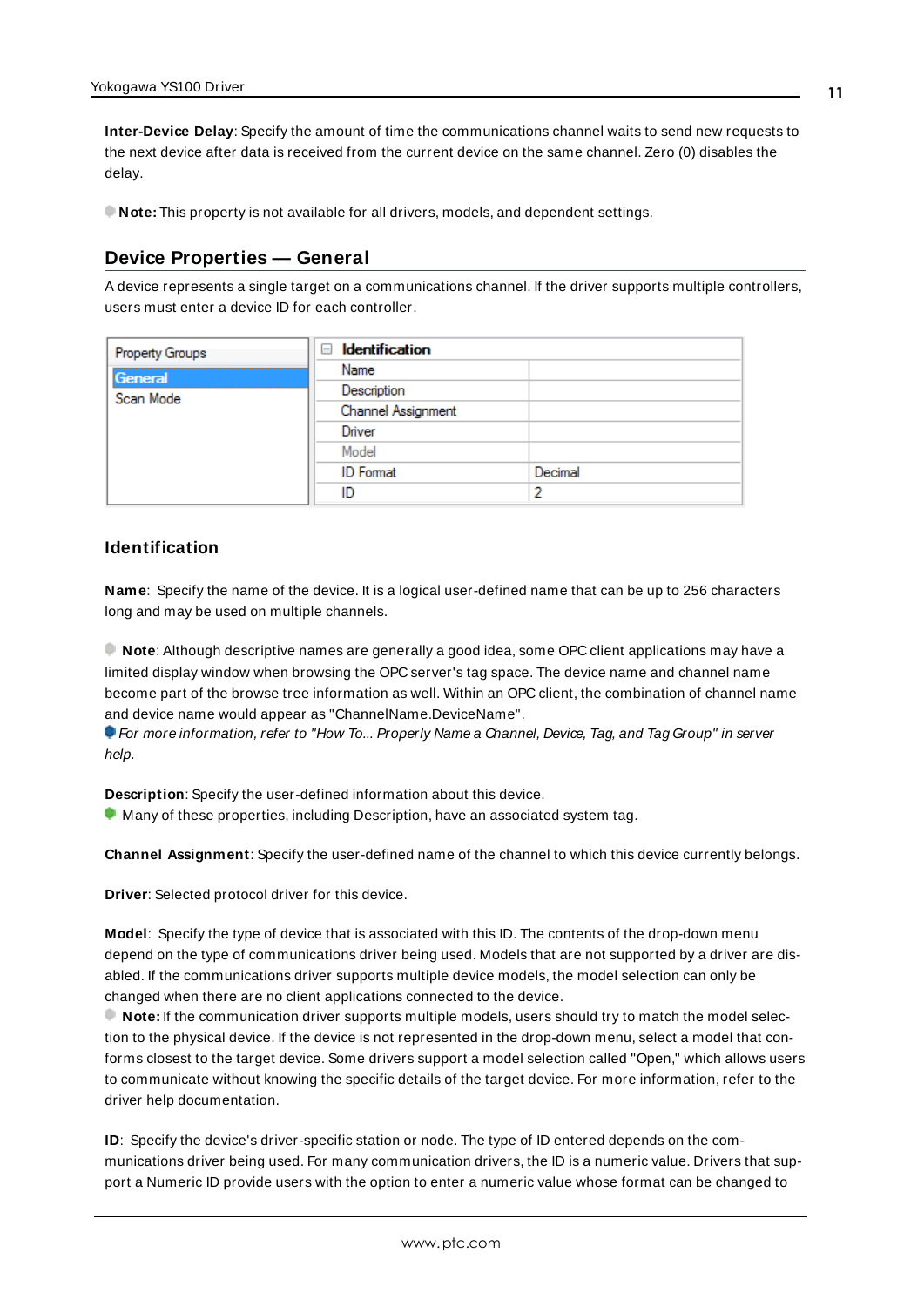**Inter-Device Delay**: Specify the amount of time the communications channel waits to send new requests to the next device after data is received from the current device on the same channel. Zero (0) disables the delay.

**Note:** This property is not available for all drivers, models, and dependent settings.

## Device Properties — General

A device represents a single target on a communications channel. If the driver supports multiple controllers, users must enter a device ID for each controller.

| Property Groups | Identification | |
|---|---|---|
| General | Name | |
| Scan Mode | Description | |
| | Channel Assignment | |
| | Driver | |
| | Model | |
| | ID Format | Decimal |
| | ID | 2 |

### Identification

**Name**: Specify the name of the device. It is a logical user-defined name that can be up to 256 characters long and may be used on multiple channels.

**Note**: Although descriptive names are generally a good idea, some OPC client applications may have a limited display window when browsing the OPC server's tag space. The device name and channel name become part of the browse tree information as well. Within an OPC client, the combination of channel name and device name would appear as "ChannelName.DeviceName".

*For more information, refer to "How To... Properly Name a Channel, Device, Tag, and Tag Group" in server help.*

**Description**: Specify the user-defined information about this device.

Many of these properties, including Description, have an associated system tag.

**Channel Assignment**: Specify the user-defined name of the channel to which this device currently belongs.

**Driver**: Selected protocol driver for this device.

**Model**: Specify the type of device that is associated with this ID. The contents of the drop-down menu depend on the type of communications driver being used. Models that are not supported by a driver are disabled. If the communications driver supports multiple device models, the model selection can only be changed when there are no client applications connected to the device.

**Note:** If the communication driver supports multiple models, users should try to match the model selection to the physical device. If the device is not represented in the drop-down menu, select a model that conforms closest to the target device. Some drivers support a model selection called "Open," which allows users to communicate without knowing the specific details of the target device. For more information, refer to the driver help documentation.

**ID**: Specify the device's driver-specific station or node. The type of ID entered depends on the communications driver being used. For many communication drivers, the ID is a numeric value. Drivers that support a Numeric ID provide users with the option to enter a numeric value whose format can be changed to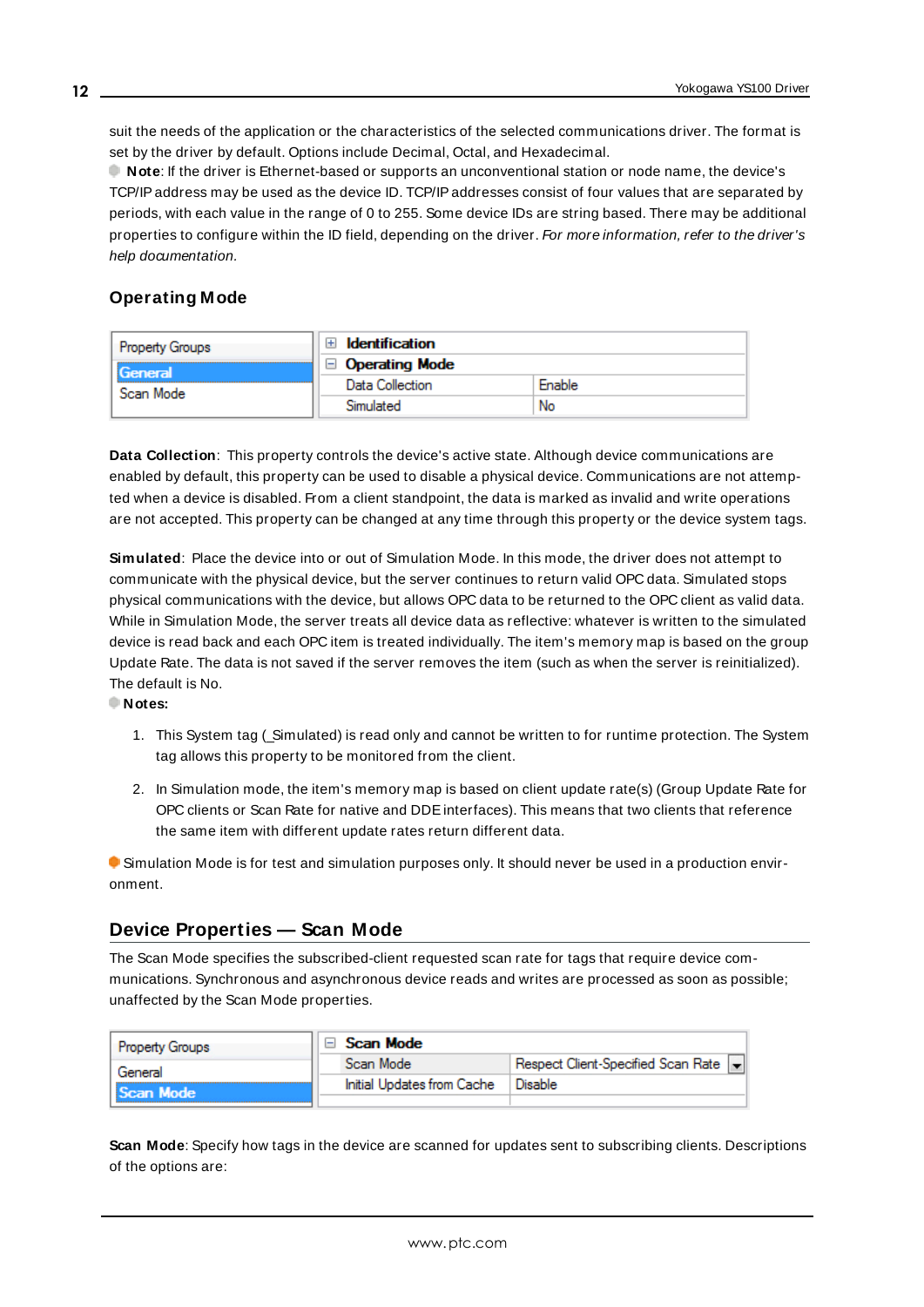suit the needs of the application or the characteristics of the selected communications driver. The format is set by the driver by default. Options include Decimal, Octal, and Hexadecimal.

**Note**: If the driver is Ethernet-based or supports an unconventional station or node name, the device's TCP/IP address may be used as the device ID. TCP/IP addresses consist of four values that are separated by periods, with each value in the range of 0 to 255. Some device IDs are string based. There may be additional properties to configure within the ID field, depending on the driver. *For more information, refer to the driver's help documentation.*

### Operating Mode

| Property Groups | | |
|---|---|---|
| General | ⊞ Identification | |
| Scan Mode | ⊟ Operating Mode | |
| | Data Collection | Enable |
| | Simulated | No |

**Data Collection**: This property controls the device's active state. Although device communications are enabled by default, this property can be used to disable a physical device. Communications are not attempted when a device is disabled. From a client standpoint, the data is marked as invalid and write operations are not accepted. This property can be changed at any time through this property or the device system tags.

**Simulated**: Place the device into or out of Simulation Mode. In this mode, the driver does not attempt to communicate with the physical device, but the server continues to return valid OPC data. Simulated stops physical communications with the device, but allows OPC data to be returned to the OPC client as valid data. While in Simulation Mode, the server treats all device data as reflective: whatever is written to the simulated device is read back and each OPC item is treated individually. The item's memory map is based on the group Update Rate. The data is not saved if the server removes the item (such as when the server is reinitialized). The default is No.

**Notes:**

1. This System tag (_Simulated) is read only and cannot be written to for runtime protection. The System tag allows this property to be monitored from the client.

2. In Simulation mode, the item's memory map is based on client update rate(s) (Group Update Rate for OPC clients or Scan Rate for native and DDE interfaces). This means that two clients that reference the same item with different update rates return different data.

Simulation Mode is for test and simulation purposes only. It should never be used in a production environment.

## Device Properties — Scan Mode

The Scan Mode specifies the subscribed-client requested scan rate for tags that require device communications. Synchronous and asynchronous device reads and writes are processed as soon as possible; unaffected by the Scan Mode properties.

| Property Groups | | |
|---|---|---|
| General | ⊟ Scan Mode | |
| Scan Mode | Scan Mode | Respect Client-Specified Scan Rate |
| | Initial Updates from Cache | Disable |

**Scan Mode**: Specify how tags in the device are scanned for updates sent to subscribing clients. Descriptions of the options are: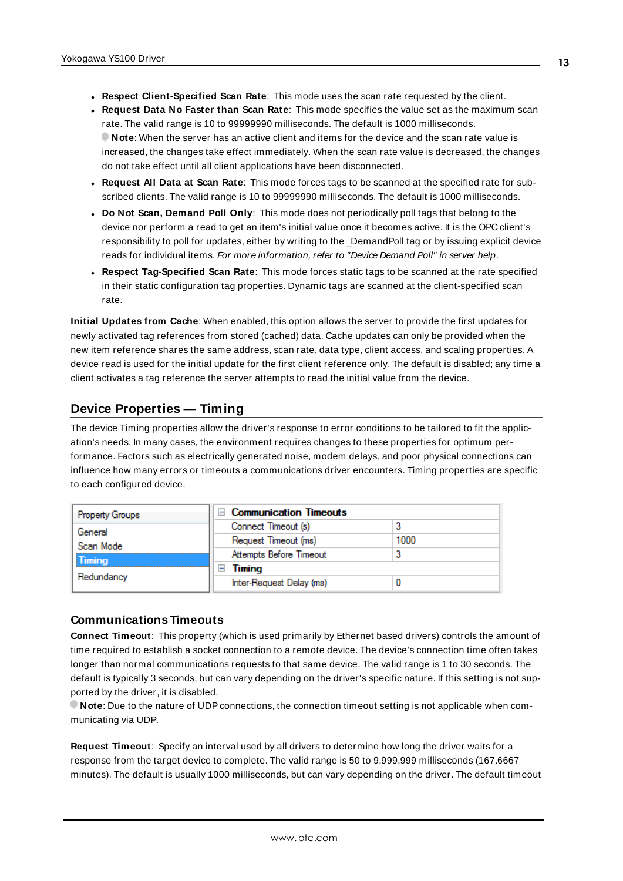- **Respect Client-Specified Scan Rate**: This mode uses the scan rate requested by the client.
- **Request Data No Faster than Scan Rate**: This mode specifies the value set as the maximum scan rate. The valid range is 10 to 99999990 milliseconds. The default is 1000 milliseconds.
  **Note**: When the server has an active client and items for the device and the scan rate value is increased, the changes take effect immediately. When the scan rate value is decreased, the changes do not take effect until all client applications have been disconnected.
- **Request All Data at Scan Rate**: This mode forces tags to be scanned at the specified rate for subscribed clients. The valid range is 10 to 99999990 milliseconds. The default is 1000 milliseconds.
- **Do Not Scan, Demand Poll Only**: This mode does not periodically poll tags that belong to the device nor perform a read to get an item's initial value once it becomes active. It is the OPC client's responsibility to poll for updates, either by writing to the _DemandPoll tag or by issuing explicit device reads for individual items. *For more information, refer to "Device Demand Poll" in server help*.
- **Respect Tag-Specified Scan Rate**: This mode forces static tags to be scanned at the rate specified in their static configuration tag properties. Dynamic tags are scanned at the client-specified scan rate.

**Initial Updates from Cache**: When enabled, this option allows the server to provide the first updates for newly activated tag references from stored (cached) data. Cache updates can only be provided when the new item reference shares the same address, scan rate, data type, client access, and scaling properties. A device read is used for the initial update for the first client reference only. The default is disabled; any time a client activates a tag reference the server attempts to read the initial value from the device.

## Device Properties — Timing

The device Timing properties allow the driver's response to error conditions to be tailored to fit the application's needs. In many cases, the environment requires changes to these properties for optimum performance. Factors such as electrically generated noise, modem delays, and poor physical connections can influence how many errors or timeouts a communications driver encounters. Timing properties are specific to each configured device.

| Property Groups | Communication Timeouts | |
|---|---|---|
| General | Connect Timeout (s) | 3 |
| Scan Mode | Request Timeout (ms) | 1000 |
| Timing | Attempts Before Timeout | 3 |
| Redundancy | Timing | |
| | Inter-Request Delay (ms) | 0 |

### Communications Timeouts

**Connect Timeout**: This property (which is used primarily by Ethernet based drivers) controls the amount of time required to establish a socket connection to a remote device. The device's connection time often takes longer than normal communications requests to that same device. The valid range is 1 to 30 seconds. The default is typically 3 seconds, but can vary depending on the driver's specific nature. If this setting is not supported by the driver, it is disabled.

**Note**: Due to the nature of UDP connections, the connection timeout setting is not applicable when communicating via UDP.

**Request Timeout**: Specify an interval used by all drivers to determine how long the driver waits for a response from the target device to complete. The valid range is 50 to 9,999,999 milliseconds (167.6667 minutes). The default is usually 1000 milliseconds, but can vary depending on the driver. The default timeout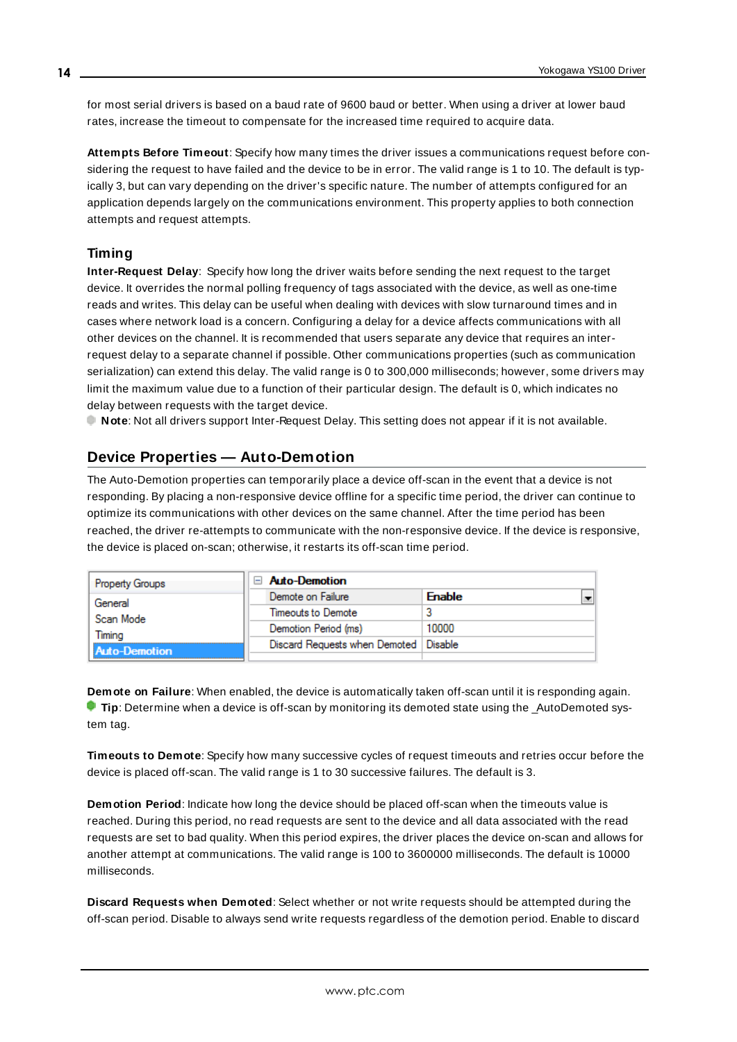for most serial drivers is based on a baud rate of 9600 baud or better. When using a driver at lower baud rates, increase the timeout to compensate for the increased time required to acquire data.

**Attempts Before Timeout**: Specify how many times the driver issues a communications request before considering the request to have failed and the device to be in error. The valid range is 1 to 10. The default is typically 3, but can vary depending on the driver's specific nature. The number of attempts configured for an application depends largely on the communications environment. This property applies to both connection attempts and request attempts.

### Timing

**Inter-Request Delay**: Specify how long the driver waits before sending the next request to the target device. It overrides the normal polling frequency of tags associated with the device, as well as one-time reads and writes. This delay can be useful when dealing with devices with slow turnaround times and in cases where network load is a concern. Configuring a delay for a device affects communications with all other devices on the channel. It is recommended that users separate any device that requires an inter-request delay to a separate channel if possible. Other communications properties (such as communication serialization) can extend this delay. The valid range is 0 to 300,000 milliseconds; however, some drivers may limit the maximum value due to a function of their particular design. The default is 0, which indicates no delay between requests with the target device.

**Note**: Not all drivers support Inter-Request Delay. This setting does not appear if it is not available.

## Device Properties — Auto-Demotion

The Auto-Demotion properties can temporarily place a device off-scan in the event that a device is not responding. By placing a non-responsive device offline for a specific time period, the driver can continue to optimize its communications with other devices on the same channel. After the time period has been reached, the driver re-attempts to communicate with the non-responsive device. If the device is responsive, the device is placed on-scan; otherwise, it restarts its off-scan time period.

| Property Groups | Auto-Demotion | |
|---|---|---|
| General | Demote on Failure | Enable |
| Scan Mode | Timeouts to Demote | 3 |
| Timing | Demotion Period (ms) | 10000 |
| **Auto-Demotion** | Discard Requests when Demoted | Disable |

**Demote on Failure**: When enabled, the device is automatically taken off-scan until it is responding again.
**Tip**: Determine when a device is off-scan by monitoring its demoted state using the _AutoDemoted system tag.

**Timeouts to Demote**: Specify how many successive cycles of request timeouts and retries occur before the device is placed off-scan. The valid range is 1 to 30 successive failures. The default is 3.

**Demotion Period**: Indicate how long the device should be placed off-scan when the timeouts value is reached. During this period, no read requests are sent to the device and all data associated with the read requests are set to bad quality. When this period expires, the driver places the device on-scan and allows for another attempt at communications. The valid range is 100 to 3600000 milliseconds. The default is 10000 milliseconds.

**Discard Requests when Demoted**: Select whether or not write requests should be attempted during the off-scan period. Disable to always send write requests regardless of the demotion period. Enable to discard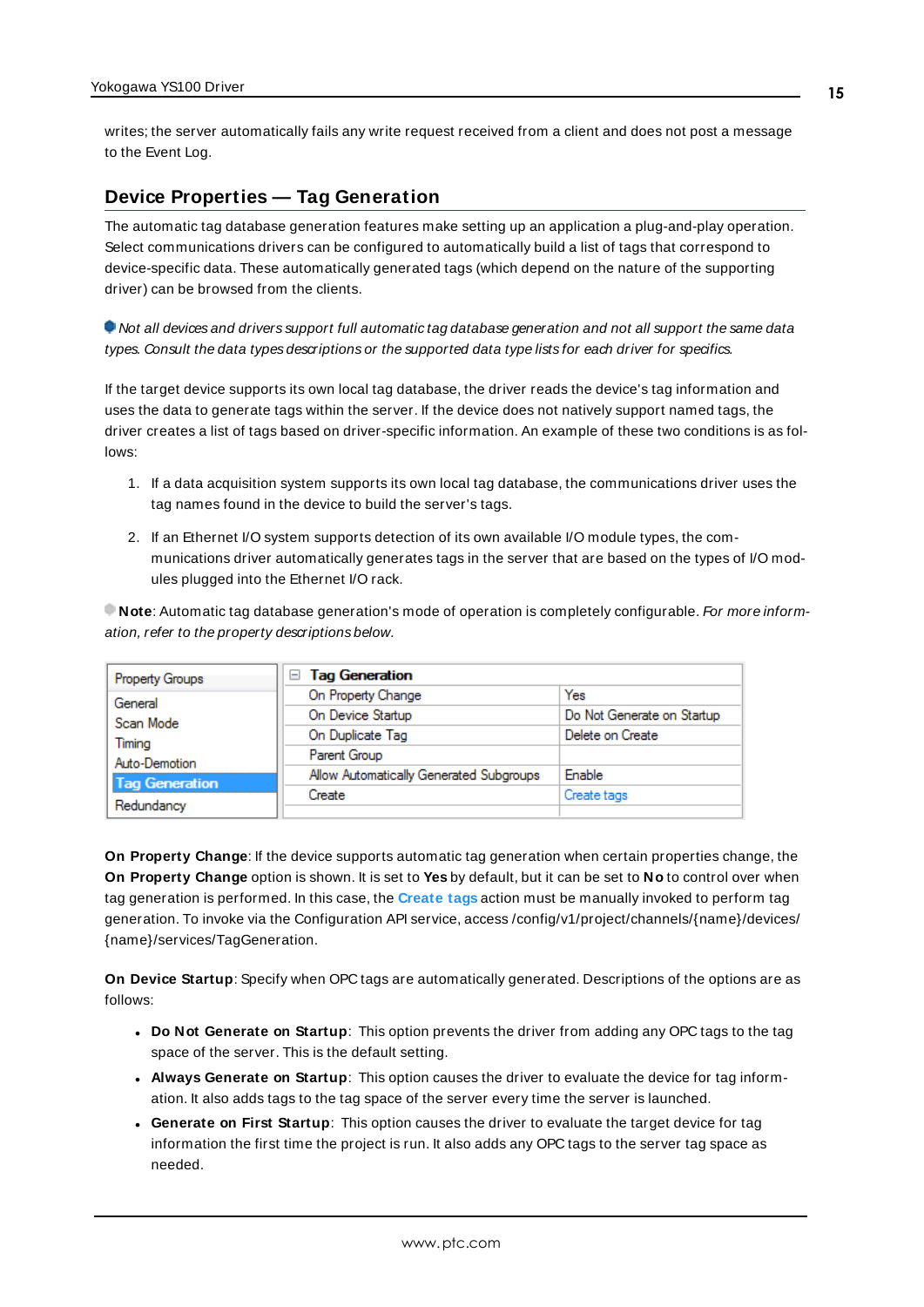writes; the server automatically fails any write request received from a client and does not post a message to the Event Log.

## Device Properties — Tag Generation

The automatic tag database generation features make setting up an application a plug-and-play operation. Select communications drivers can be configured to automatically build a list of tags that correspond to device-specific data. These automatically generated tags (which depend on the nature of the supporting driver) can be browsed from the clients.

*Not all devices and drivers support full automatic tag database generation and not all support the same data types. Consult the data types descriptions or the supported data type lists for each driver for specifics.*

If the target device supports its own local tag database, the driver reads the device's tag information and uses the data to generate tags within the server. If the device does not natively support named tags, the driver creates a list of tags based on driver-specific information. An example of these two conditions is as follows:

1. If a data acquisition system supports its own local tag database, the communications driver uses the tag names found in the device to build the server's tags.
2. If an Ethernet I/O system supports detection of its own available I/O module types, the communications driver automatically generates tags in the server that are based on the types of I/O modules plugged into the Ethernet I/O rack.

**Note**: Automatic tag database generation's mode of operation is completely configurable. *For more information, refer to the property descriptions below.*

| Property Groups | Tag Generation | |
|---|---|---|
| General | On Property Change | Yes |
| Scan Mode | On Device Startup | Do Not Generate on Startup |
| Timing | On Duplicate Tag | Delete on Create |
| Auto-Demotion | Parent Group | |
| **Tag Generation** | Allow Automatically Generated Subgroups | Enable |
| Redundancy | Create | Create tags |

**On Property Change**: If the device supports automatic tag generation when certain properties change, the **On Property Change** option is shown. It is set to **Yes** by default, but it can be set to **No** to control over when tag generation is performed. In this case, the **Create tags** action must be manually invoked to perform tag generation. To invoke via the Configuration API service, access /config/v1/project/channels/{name}/devices/{name}/services/TagGeneration.

**On Device Startup**: Specify when OPC tags are automatically generated. Descriptions of the options are as follows:

- **Do Not Generate on Startup**: This option prevents the driver from adding any OPC tags to the tag space of the server. This is the default setting.
- **Always Generate on Startup**: This option causes the driver to evaluate the device for tag information. It also adds tags to the tag space of the server every time the server is launched.
- **Generate on First Startup**: This option causes the driver to evaluate the target device for tag information the first time the project is run. It also adds any OPC tags to the server tag space as needed.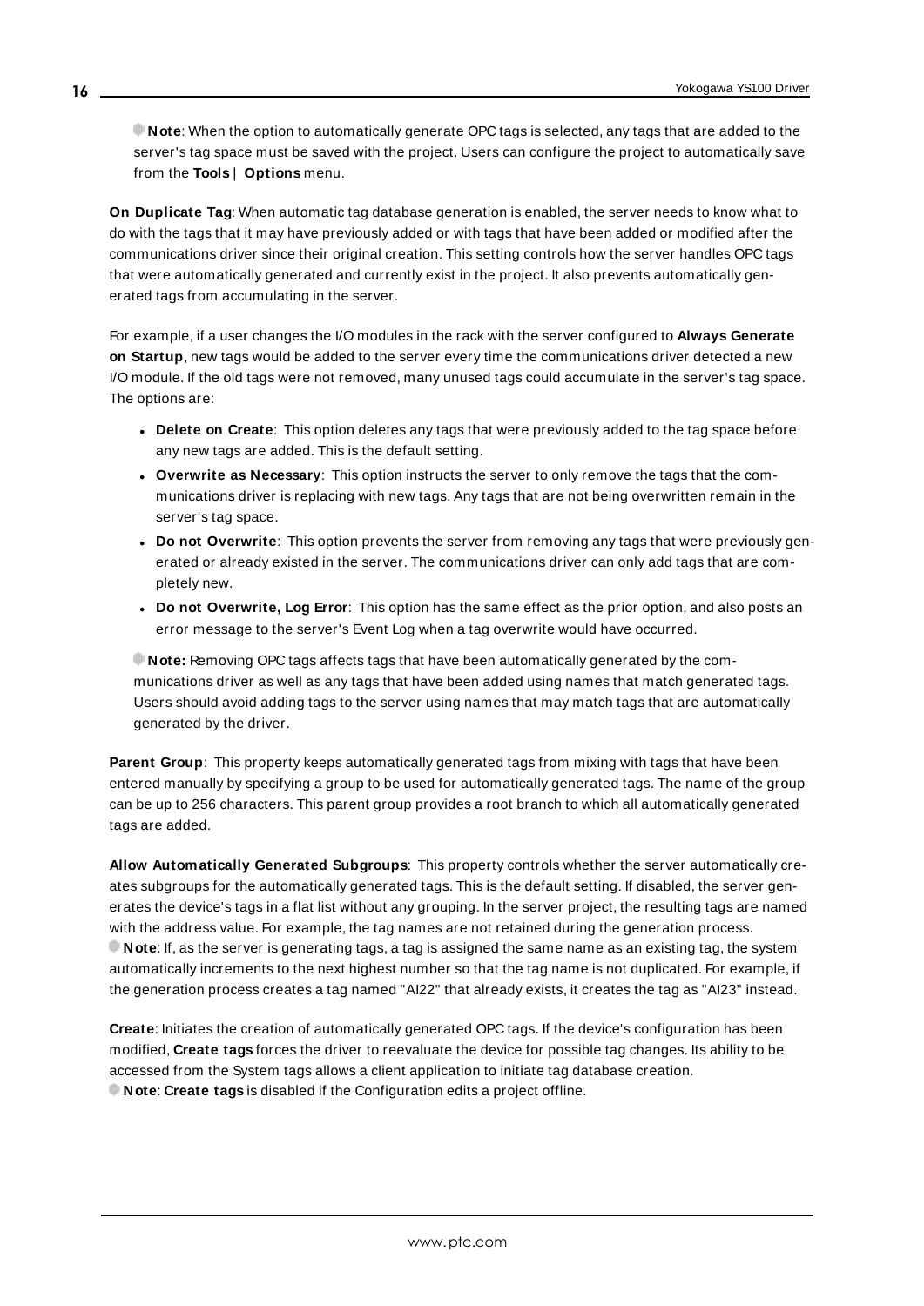**Note**: When the option to automatically generate OPC tags is selected, any tags that are added to the server's tag space must be saved with the project. Users can configure the project to automatically save from the **Tools** | **Options** menu.

**On Duplicate Tag**: When automatic tag database generation is enabled, the server needs to know what to do with the tags that it may have previously added or with tags that have been added or modified after the communications driver since their original creation. This setting controls how the server handles OPC tags that were automatically generated and currently exist in the project. It also prevents automatically generated tags from accumulating in the server.

For example, if a user changes the I/O modules in the rack with the server configured to **Always Generate on Startup**, new tags would be added to the server every time the communications driver detected a new I/O module. If the old tags were not removed, many unused tags could accumulate in the server's tag space. The options are:

- **Delete on Create**: This option deletes any tags that were previously added to the tag space before any new tags are added. This is the default setting.
- **Overwrite as Necessary**: This option instructs the server to only remove the tags that the communications driver is replacing with new tags. Any tags that are not being overwritten remain in the server's tag space.
- **Do not Overwrite**: This option prevents the server from removing any tags that were previously generated or already existed in the server. The communications driver can only add tags that are completely new.
- **Do not Overwrite, Log Error**: This option has the same effect as the prior option, and also posts an error message to the server's Event Log when a tag overwrite would have occurred.

**Note:** Removing OPC tags affects tags that have been automatically generated by the communications driver as well as any tags that have been added using names that match generated tags. Users should avoid adding tags to the server using names that may match tags that are automatically generated by the driver.

**Parent Group**: This property keeps automatically generated tags from mixing with tags that have been entered manually by specifying a group to be used for automatically generated tags. The name of the group can be up to 256 characters. This parent group provides a root branch to which all automatically generated tags are added.

**Allow Automatically Generated Subgroups**: This property controls whether the server automatically creates subgroups for the automatically generated tags. This is the default setting. If disabled, the server generates the device's tags in a flat list without any grouping. In the server project, the resulting tags are named with the address value. For example, the tag names are not retained during the generation process.
**Note**: If, as the server is generating tags, a tag is assigned the same name as an existing tag, the system automatically increments to the next highest number so that the tag name is not duplicated. For example, if the generation process creates a tag named "AI22" that already exists, it creates the tag as "AI23" instead.

**Create**: Initiates the creation of automatically generated OPC tags. If the device's configuration has been modified, **Create tags** forces the driver to reevaluate the device for possible tag changes. Its ability to be accessed from the System tags allows a client application to initiate tag database creation.
**Note**: **Create tags** is disabled if the Configuration edits a project offline.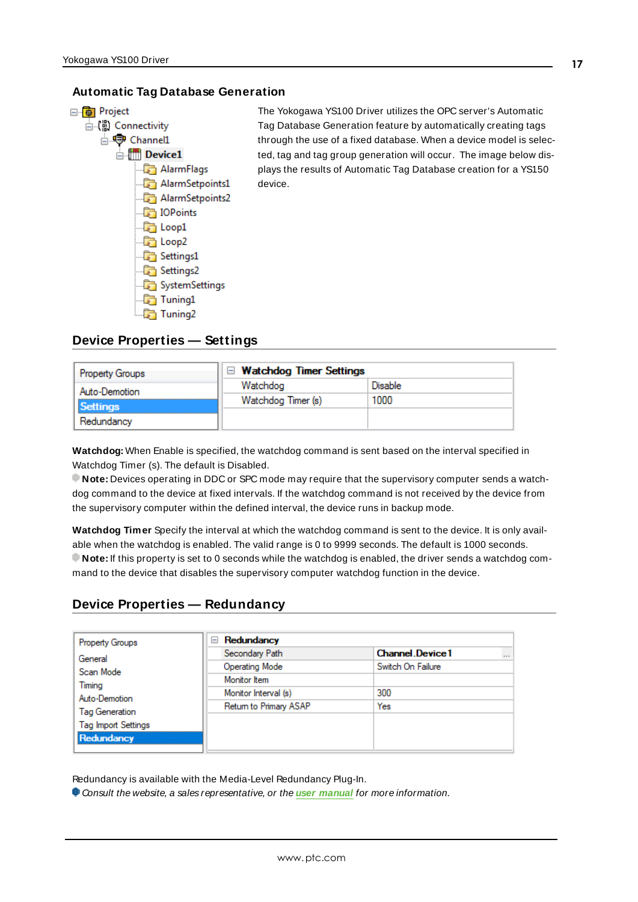### Automatic Tag Database Generation

- Project
  - Connectivity
    - Channel1
      - Device1
        - AlarmFlags
        - AlarmSetpoints1
        - AlarmSetpoints2
        - IOPoints
        - Loop1
        - Loop2
        - Settings1
        - Settings2
        - SystemSettings
        - Tuning1
        - Tuning2

The Yokogawa YS100 Driver utilizes the OPC server's Automatic Tag Database Generation feature by automatically creating tags through the use of a fixed database. When a device model is selected, tag and tag group generation will occur. The image below displays the results of Automatic Tag Database creation for a YS150 device.

## Device Properties — Settings

| Property Groups |
|---|
| Auto-Demotion |
| **Settings** |
| Redundancy |

| Watchdog Timer Settings | |
|---|---|
| Watchdog | Disable |
| Watchdog Timer (s) | 1000 |

**Watchdog:** When Enable is specified, the watchdog command is sent based on the interval specified in Watchdog Timer (s). The default is Disabled.

**Note:** Devices operating in DDC or SPC mode may require that the supervisory computer sends a watchdog command to the device at fixed intervals. If the watchdog command is not received by the device from the supervisory computer within the defined interval, the device runs in backup mode.

**Watchdog Timer** Specify the interval at which the watchdog command is sent to the device. It is only available when the watchdog is enabled. The valid range is 0 to 9999 seconds. The default is 1000 seconds.

**Note:** If this property is set to 0 seconds while the watchdog is enabled, the driver sends a watchdog command to the device that disables the supervisory computer watchdog function in the device.

## Device Properties — Redundancy

| Property Groups |
|---|
| General |
| Scan Mode |
| Timing |
| Auto-Demotion |
| Tag Generation |
| Tag Import Settings |
| **Redundancy** |

| Redundancy | |
|---|---|
| Secondary Path | Channel.Device1 |
| Operating Mode | Switch On Failure |
| Monitor Item | |
| Monitor Interval (s) | 300 |
| Return to Primary ASAP | Yes |

Redundancy is available with the Media-Level Redundancy Plug-In.

*Consult the website, a sales representative, or the user manual for more information.*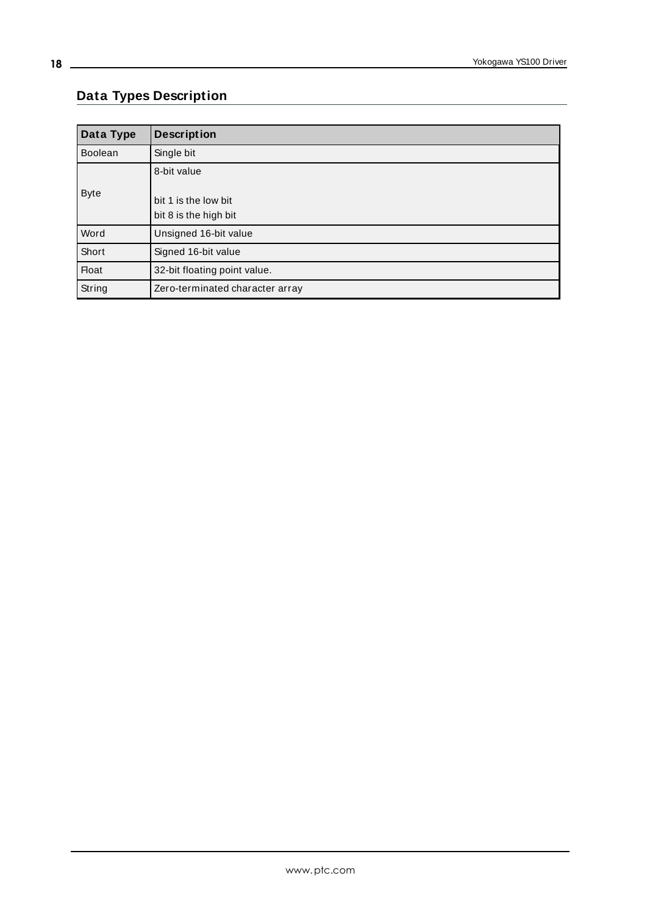## Data Types Description

| Data Type | Description |
|---|---|
| Boolean | Single bit |
| Byte | 8-bit value<br><br>bit 1 is the low bit<br>bit 8 is the high bit |
| Word | Unsigned 16-bit value |
| Short | Signed 16-bit value |
| Float | 32-bit floating point value. |
| String | Zero-terminated character array |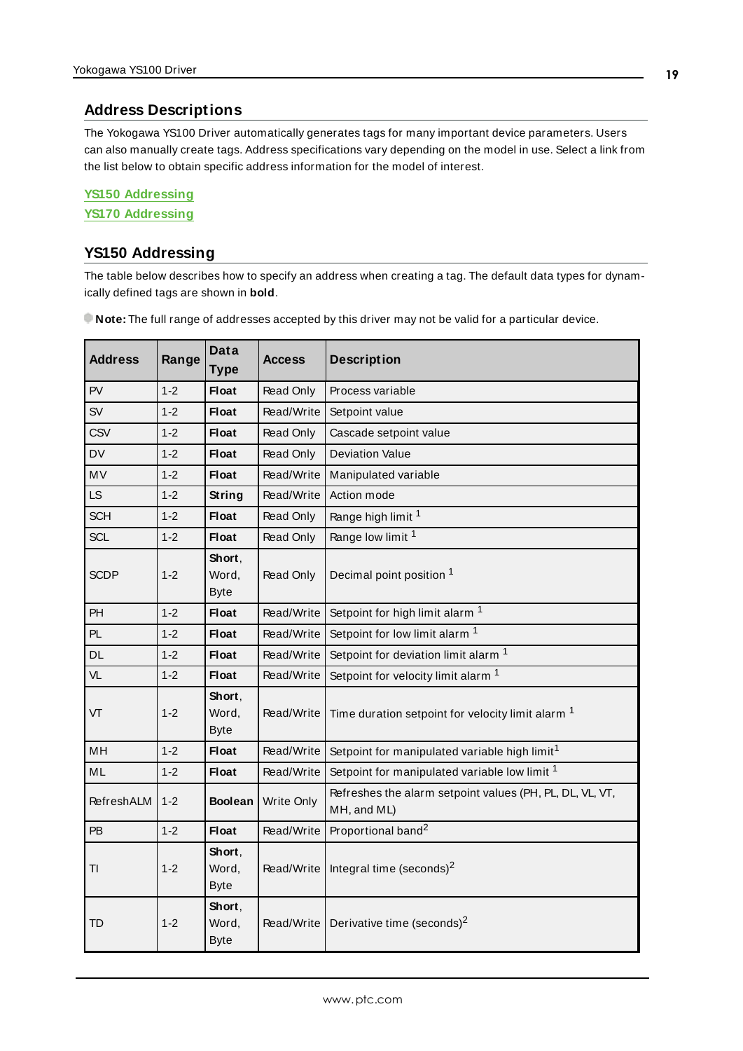## Address Descriptions

The Yokogawa YS100 Driver automatically generates tags for many important device parameters. Users can also manually create tags. Address specifications vary depending on the model in use. Select a link from the list below to obtain specific address information for the model of interest.

YS150 Addressing
YS170 Addressing

## YS150 Addressing

The table below describes how to specify an address when creating a tag. The default data types for dynamically defined tags are shown in **bold**.

**Note:** The full range of addresses accepted by this driver may not be valid for a particular device.

| Address | Range | Data Type | Access | Description |
|---|---|---|---|---|
| PV | 1-2 | **Float** | Read Only | Process variable |
| SV | 1-2 | **Float** | Read/Write | Setpoint value |
| CSV | 1-2 | **Float** | Read Only | Cascade setpoint value |
| DV | 1-2 | **Float** | Read Only | Deviation Value |
| MV | 1-2 | **Float** | Read/Write | Manipulated variable |
| LS | 1-2 | **String** | Read/Write | Action mode |
| SCH | 1-2 | **Float** | Read Only | Range high limit [1] |
| SCL | 1-2 | **Float** | Read Only | Range low limit [1] |
| SCDP | 1-2 | **Short**, Word, Byte | Read Only | Decimal point position [1] |
| PH | 1-2 | **Float** | Read/Write | Setpoint for high limit alarm [1] |
| PL | 1-2 | **Float** | Read/Write | Setpoint for low limit alarm [1] |
| DL | 1-2 | **Float** | Read/Write | Setpoint for deviation limit alarm [1] |
| VL | 1-2 | **Float** | Read/Write | Setpoint for velocity limit alarm [1] |
| VT | 1-2 | **Short**, Word, Byte | Read/Write | Time duration setpoint for velocity limit alarm [1] |
| MH | 1-2 | **Float** | Read/Write | Setpoint for manipulated variable high limit[1] |
| ML | 1-2 | **Float** | Read/Write | Setpoint for manipulated variable low limit [1] |
| RefreshALM | 1-2 | **Boolean** | Write Only | Refreshes the alarm setpoint values (PH, PL, DL, VL, VT, MH, and ML) |
| PB | 1-2 | **Float** | Read/Write | Proportional band[2] |
| TI | 1-2 | **Short**, Word, Byte | Read/Write | Integral time (seconds)[2] |
| TD | 1-2 | **Short**, Word, Byte | Read/Write | Derivative time (seconds)[2] |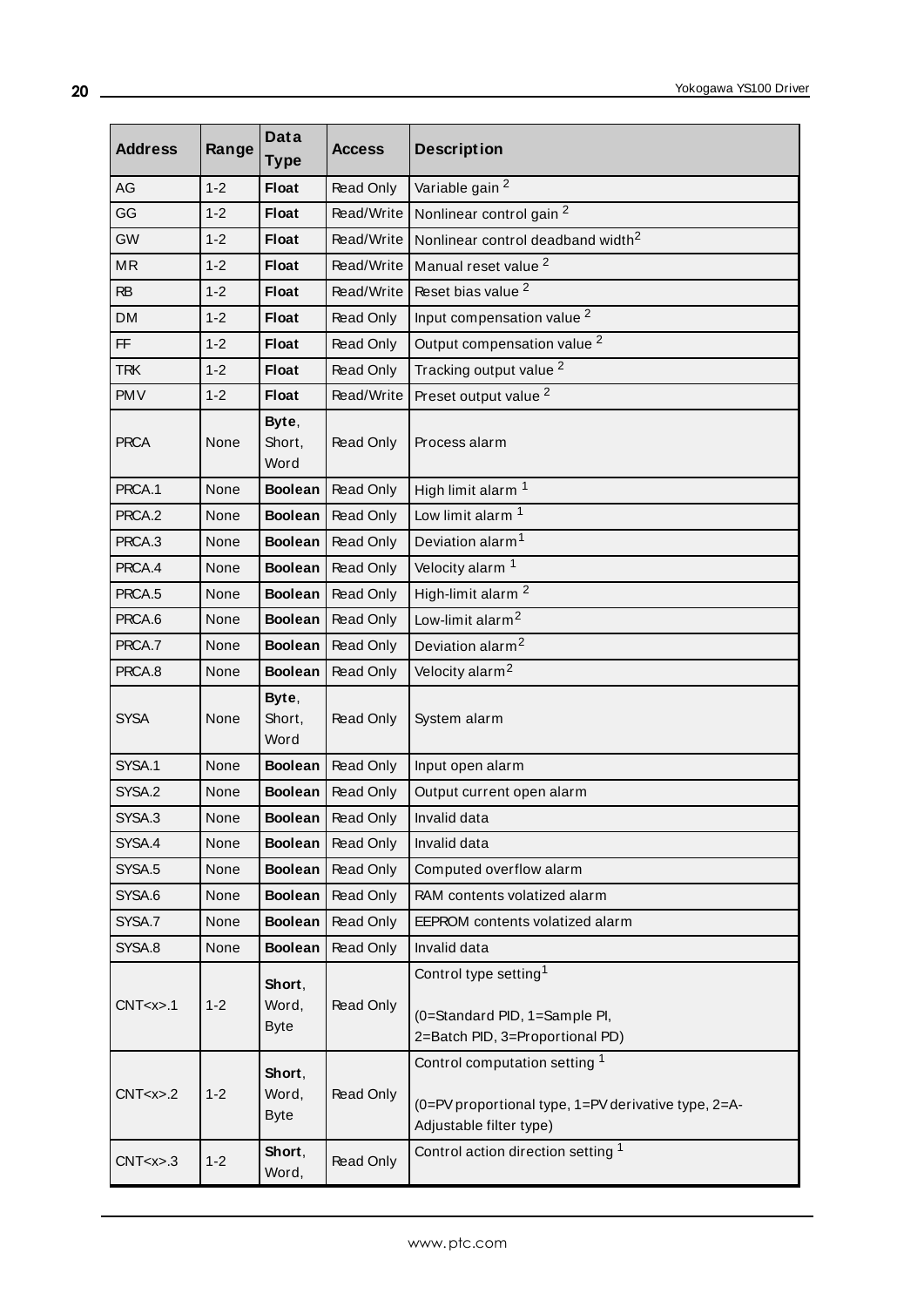| Address | Range | Data Type | Access | Description |
|---|---|---|---|---|
| AG | 1-2 | **Float** | Read Only | Variable gain [2] |
| GG | 1-2 | **Float** | Read/Write | Nonlinear control gain [2] |
| GW | 1-2 | **Float** | Read/Write | Nonlinear control deadband width[2] |
| MR | 1-2 | **Float** | Read/Write | Manual reset value [2] |
| RB | 1-2 | **Float** | Read/Write | Reset bias value [2] |
| DM | 1-2 | **Float** | Read Only | Input compensation value [2] |
| FF | 1-2 | **Float** | Read Only | Output compensation value [2] |
| TRK | 1-2 | **Float** | Read Only | Tracking output value [2] |
| PMV | 1-2 | **Float** | Read/Write | Preset output value [2] |
| PRCA | None | **Byte**, Short, Word | Read Only | Process alarm |
| PRCA.1 | None | **Boolean** | Read Only | High limit alarm [1] |
| PRCA.2 | None | **Boolean** | Read Only | Low limit alarm [1] |
| PRCA.3 | None | **Boolean** | Read Only | Deviation alarm[1] |
| PRCA.4 | None | **Boolean** | Read Only | Velocity alarm [1] |
| PRCA.5 | None | **Boolean** | Read Only | High-limit alarm [2] |
| PRCA.6 | None | **Boolean** | Read Only | Low-limit alarm[2] |
| PRCA.7 | None | **Boolean** | Read Only | Deviation alarm[2] |
| PRCA.8 | None | **Boolean** | Read Only | Velocity alarm[2] |
| SYSA | None | **Byte**, Short, Word | Read Only | System alarm |
| SYSA.1 | None | **Boolean** | Read Only | Input open alarm |
| SYSA.2 | None | **Boolean** | Read Only | Output current open alarm |
| SYSA.3 | None | **Boolean** | Read Only | Invalid data |
| SYSA.4 | None | **Boolean** | Read Only | Invalid data |
| SYSA.5 | None | **Boolean** | Read Only | Computed overflow alarm |
| SYSA.6 | None | **Boolean** | Read Only | RAM contents volatized alarm |
| SYSA.7 | None | **Boolean** | Read Only | EEPROM contents volatized alarm |
| SYSA.8 | None | **Boolean** | Read Only | Invalid data |
| CNT<x>.1 | 1-2 | **Short**, Word, Byte | Read Only | Control type setting[1]<br><br>(0=Standard PID, 1=Sample PI, 2=Batch PID, 3=Proportional PD) |
| CNT<x>.2 | 1-2 | **Short**, Word, Byte | Read Only | Control computation setting [1]<br><br>(0=PV proportional type, 1=PV derivative type, 2=A-Adjustable filter type) |
| CNT<x>.3 | 1-2 | **Short**, Word, | Read Only | Control action direction setting [1] |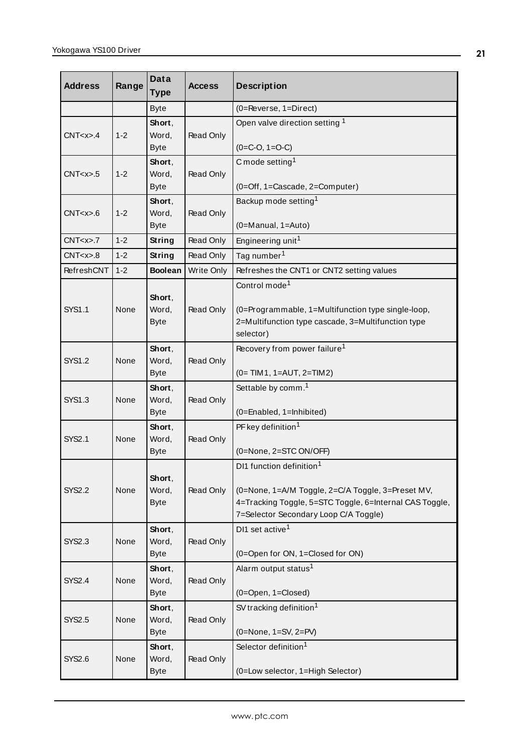| Address | Range | Data Type | Access | Description |
|---|---|---|---|---|
| | | Byte | | (0=Reverse, 1=Direct) |
| CNT<x>.4 | 1-2 | **Short**, Word, Byte | Read Only | Open valve direction setting [1] (0=C-O, 1=O-C) |
| CNT<x>.5 | 1-2 | **Short**, Word, Byte | Read Only | C mode setting[1] (0=Off, 1=Cascade, 2=Computer) |
| CNT<x>.6 | 1-2 | **Short**, Word, Byte | Read Only | Backup mode setting[1] (0=Manual, 1=Auto) |
| CNT<x>.7 | 1-2 | **String** | Read Only | Engineering unit[1] |
| CNT<x>.8 | 1-2 | **String** | Read Only | Tag number[1] |
| RefreshCNT | 1-2 | **Boolean** | Write Only | Refreshes the CNT1 or CNT2 setting values |
| SYS1.1 | None | **Short**, Word, Byte | Read Only | Control mode[1] (0=Programmable, 1=Multifunction type single-loop, 2=Multifunction type cascade, 3=Multifunction type selector) |
| SYS1.2 | None | **Short**, Word, Byte | Read Only | Recovery from power failure[1] (0= TIM1, 1=AUT, 2=TIM2) |
| SYS1.3 | None | **Short**, Word, Byte | Read Only | Settable by comm.[1] (0=Enabled, 1=Inhibited) |
| SYS2.1 | None | **Short**, Word, Byte | Read Only | PF key definition[1] (0=None, 2=STC ON/OFF) |
| SYS2.2 | None | **Short**, Word, Byte | Read Only | DI1 function definition[1] (0=None, 1=A/M Toggle, 2=C/A Toggle, 3=Preset MV, 4=Tracking Toggle, 5=STC Toggle, 6=Internal CAS Toggle, 7=Selector Secondary Loop C/A Toggle) |
| SYS2.3 | None | **Short**, Word, Byte | Read Only | DI1 set active[1] (0=Open for ON, 1=Closed for ON) |
| SYS2.4 | None | **Short**, Word, Byte | Read Only | Alarm output status[1] (0=Open, 1=Closed) |
| SYS2.5 | None | **Short**, Word, Byte | Read Only | SV tracking definition[1] (0=None, 1=SV, 2=PV) |
| SYS2.6 | None | **Short**, Word, Byte | Read Only | Selector definition[1] (0=Low selector, 1=High Selector) |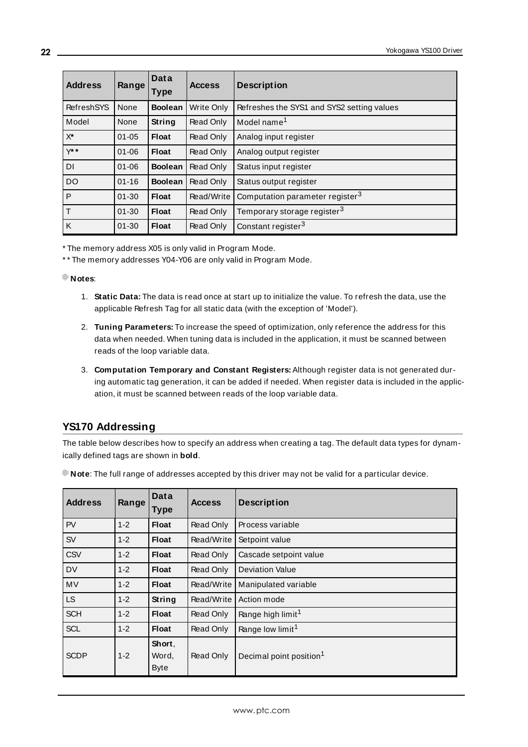| Address | Range | Data Type | Access | Description |
|---|---|---|---|---|
| RefreshSYS | None | **Boolean** | Write Only | Refreshes the SYS1 and SYS2 setting values |
| Model | None | **String** | Read Only | Model name[1] |
| X* | 01-05 | **Float** | Read Only | Analog input register |
| Y** | 01-06 | **Float** | Read Only | Analog output register |
| DI | 01-06 | **Boolean** | Read Only | Status input register |
| DO | 01-16 | **Boolean** | Read Only | Status output register |
| P | 01-30 | **Float** | Read/Write | Computation parameter register[3] |
| T | 01-30 | **Float** | Read Only | Temporary storage register[3] |
| K | 01-30 | **Float** | Read Only | Constant register[3] |

* The memory address X05 is only valid in Program Mode.

** The memory addresses Y04-Y06 are only valid in Program Mode.

**Notes**:

1. **Static Data:** The data is read once at start up to initialize the value. To refresh the data, use the applicable Refresh Tag for all static data (with the exception of 'Model').
2. **Tuning Parameters:** To increase the speed of optimization, only reference the address for this data when needed. When tuning data is included in the application, it must be scanned between reads of the loop variable data.
3. **Computation Temporary and Constant Registers:** Although register data is not generated during automatic tag generation, it can be added if needed. When register data is included in the application, it must be scanned between reads of the loop variable data.

## YS170 Addressing

The table below describes how to specify an address when creating a tag. The default data types for dynamically defined tags are shown in **bold**.

**Note**: The full range of addresses accepted by this driver may not be valid for a particular device.

| Address | Range | Data Type | Access | Description |
|---|---|---|---|---|
| PV | 1-2 | **Float** | Read Only | Process variable |
| SV | 1-2 | **Float** | Read/Write | Setpoint value |
| CSV | 1-2 | **Float** | Read Only | Cascade setpoint value |
| DV | 1-2 | **Float** | Read Only | Deviation Value |
| MV | 1-2 | **Float** | Read/Write | Manipulated variable |
| LS | 1-2 | **String** | Read/Write | Action mode |
| SCH | 1-2 | **Float** | Read Only | Range high limit[1] |
| SCL | 1-2 | **Float** | Read Only | Range low limit[1] |
| SCDP | 1-2 | **Short**, Word, Byte | Read Only | Decimal point position[1] |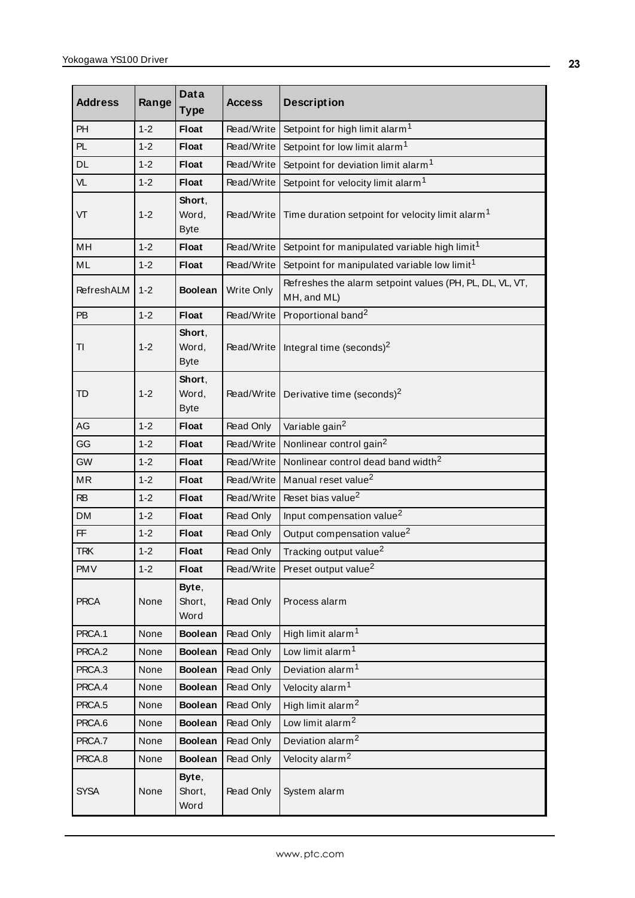| Address | Range | Data Type | Access | Description |
|---|---|---|---|---|
| PH | 1-2 | **Float** | Read/Write | Setpoint for high limit alarm[1] |
| PL | 1-2 | **Float** | Read/Write | Setpoint for low limit alarm[1] |
| DL | 1-2 | **Float** | Read/Write | Setpoint for deviation limit alarm[1] |
| VL | 1-2 | **Float** | Read/Write | Setpoint for velocity limit alarm[1] |
| VT | 1-2 | **Short**, Word, Byte | Read/Write | Time duration setpoint for velocity limit alarm[1] |
| MH | 1-2 | **Float** | Read/Write | Setpoint for manipulated variable high limit[1] |
| ML | 1-2 | **Float** | Read/Write | Setpoint for manipulated variable low limit[1] |
| RefreshALM | 1-2 | **Boolean** | Write Only | Refreshes the alarm setpoint values (PH, PL, DL, VL, VT, MH, and ML) |
| PB | 1-2 | **Float** | Read/Write | Proportional band[2] |
| TI | 1-2 | **Short**, Word, Byte | Read/Write | Integral time (seconds)[2] |
| TD | 1-2 | **Short**, Word, Byte | Read/Write | Derivative time (seconds)[2] |
| AG | 1-2 | **Float** | Read Only | Variable gain[2] |
| GG | 1-2 | **Float** | Read/Write | Nonlinear control gain[2] |
| GW | 1-2 | **Float** | Read/Write | Nonlinear control dead band width[2] |
| MR | 1-2 | **Float** | Read/Write | Manual reset value[2] |
| RB | 1-2 | **Float** | Read/Write | Reset bias value[2] |
| DM | 1-2 | **Float** | Read Only | Input compensation value[2] |
| FF | 1-2 | **Float** | Read Only | Output compensation value[2] |
| TRK | 1-2 | **Float** | Read Only | Tracking output value[2] |
| PMV | 1-2 | **Float** | Read/Write | Preset output value[2] |
| PRCA | None | **Byte**, Short, Word | Read Only | Process alarm |
| PRCA.1 | None | **Boolean** | Read Only | High limit alarm[1] |
| PRCA.2 | None | **Boolean** | Read Only | Low limit alarm[1] |
| PRCA.3 | None | **Boolean** | Read Only | Deviation alarm[1] |
| PRCA.4 | None | **Boolean** | Read Only | Velocity alarm[1] |
| PRCA.5 | None | **Boolean** | Read Only | High limit alarm[2] |
| PRCA.6 | None | **Boolean** | Read Only | Low limit alarm[2] |
| PRCA.7 | None | **Boolean** | Read Only | Deviation alarm[2] |
| PRCA.8 | None | **Boolean** | Read Only | Velocity alarm[2] |
| SYSA | None | **Byte**, Short, Word | Read Only | System alarm |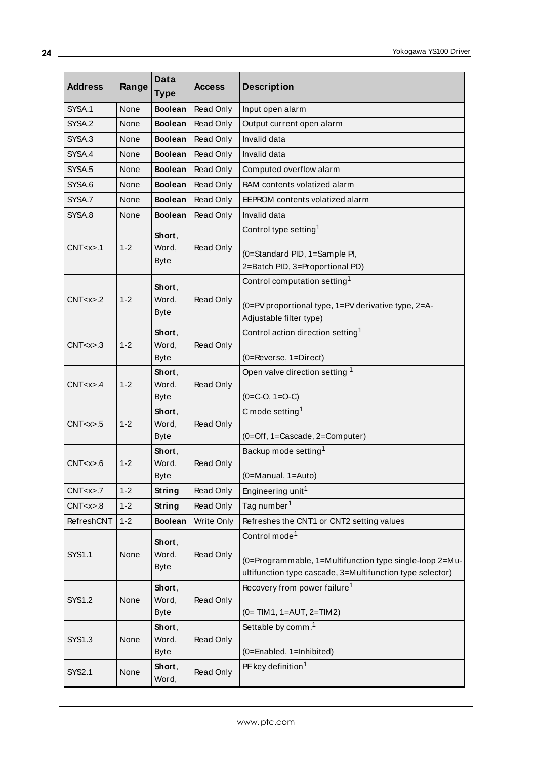| Address | Range | Data Type | Access | Description |
|---|---|---|---|---|
| SYSA.1 | None | **Boolean** | Read Only | Input open alarm |
| SYSA.2 | None | **Boolean** | Read Only | Output current open alarm |
| SYSA.3 | None | **Boolean** | Read Only | Invalid data |
| SYSA.4 | None | **Boolean** | Read Only | Invalid data |
| SYSA.5 | None | **Boolean** | Read Only | Computed overflow alarm |
| SYSA.6 | None | **Boolean** | Read Only | RAM contents volatized alarm |
| SYSA.7 | None | **Boolean** | Read Only | EEPROM contents volatized alarm |
| SYSA.8 | None | **Boolean** | Read Only | Invalid data |
| CNT<x>.1 | 1-2 | **Short**, Word, Byte | Read Only | Control type setting[1]<br><br>(0=Standard PID, 1=Sample PI, 2=Batch PID, 3=Proportional PD) |
| CNT<x>.2 | 1-2 | **Short**, Word, Byte | Read Only | Control computation setting[1]<br><br>(0=PV proportional type, 1=PV derivative type, 2=A-Adjustable filter type) |
| CNT<x>.3 | 1-2 | **Short**, Word, Byte | Read Only | Control action direction setting[1]<br><br>(0=Reverse, 1=Direct) |
| CNT<x>.4 | 1-2 | **Short**, Word, Byte | Read Only | Open valve direction setting [1]<br><br>(0=C-O, 1=O-C) |
| CNT<x>.5 | 1-2 | **Short**, Word, Byte | Read Only | C mode setting[1]<br><br>(0=Off, 1=Cascade, 2=Computer) |
| CNT<x>.6 | 1-2 | **Short**, Word, Byte | Read Only | Backup mode setting[1]<br><br>(0=Manual, 1=Auto) |
| CNT<x>.7 | 1-2 | **String** | Read Only | Engineering unit[1] |
| CNT<x>.8 | 1-2 | **String** | Read Only | Tag number[1] |
| RefreshCNT | 1-2 | **Boolean** | Write Only | Refreshes the CNT1 or CNT2 setting values |
| SYS1.1 | None | **Short**, Word, Byte | Read Only | Control mode[1]<br><br>(0=Programmable, 1=Multifunction type single-loop 2=Multifunction type cascade, 3=Multifunction type selector) |
| SYS1.2 | None | **Short**, Word, Byte | Read Only | Recovery from power failure[1]<br><br>(0= TIM1, 1=AUT, 2=TIM2) |
| SYS1.3 | None | **Short**, Word, Byte | Read Only | Settable by comm.[1]<br><br>(0=Enabled, 1=Inhibited) |
| SYS2.1 | None | **Short**, Word, | Read Only | PF key definition[1] |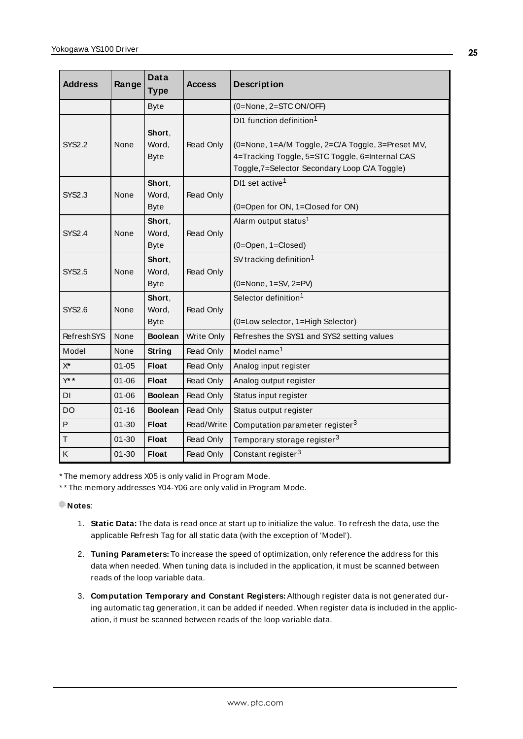| Address | Range | Data Type | Access | Description |
|---|---|---|---|---|
| | | Byte | | (0=None, 2=STC ON/OFF) |
| SYS2.2 | None | **Short**, Word, Byte | Read Only | DI1 function definition[1]<br><br>(0=None, 1=A/M Toggle, 2=C/A Toggle, 3=Preset MV, 4=Tracking Toggle, 5=STC Toggle, 6=Internal CAS Toggle,7=Selector Secondary Loop C/A Toggle) |
| SYS2.3 | None | **Short**, Word, Byte | Read Only | DI1 set active[1]<br><br>(0=Open for ON, 1=Closed for ON) |
| SYS2.4 | None | **Short**, Word, Byte | Read Only | Alarm output status[1]<br><br>(0=Open, 1=Closed) |
| SYS2.5 | None | **Short**, Word, Byte | Read Only | SV tracking definition[1]<br><br>(0=None, 1=SV, 2=PV) |
| SYS2.6 | None | **Short**, Word, Byte | Read Only | Selector definition[1]<br><br>(0=Low selector, 1=High Selector) |
| RefreshSYS | None | **Boolean** | Write Only | Refreshes the SYS1 and SYS2 setting values |
| Model | None | **String** | Read Only | Model name[1] |
| X* | 01-05 | **Float** | Read Only | Analog input register |
| Y** | 01-06 | **Float** | Read Only | Analog output register |
| DI | 01-06 | **Boolean** | Read Only | Status input register |
| DO | 01-16 | **Boolean** | Read Only | Status output register |
| P | 01-30 | **Float** | Read/Write | Computation parameter register[3] |
| T | 01-30 | **Float** | Read Only | Temporary storage register[3] |
| K | 01-30 | **Float** | Read Only | Constant register[3] |

* The memory address X05 is only valid in Program Mode.

** The memory addresses Y04-Y06 are only valid in Program Mode.

**Notes**:

1. **Static Data:** The data is read once at start up to initialize the value. To refresh the data, use the applicable Refresh Tag for all static data (with the exception of 'Model').
2. **Tuning Parameters:** To increase the speed of optimization, only reference the address for this data when needed. When tuning data is included in the application, it must be scanned between reads of the loop variable data.
3. **Computation Temporary and Constant Registers:** Although register data is not generated during automatic tag generation, it can be added if needed. When register data is included in the application, it must be scanned between reads of the loop variable data.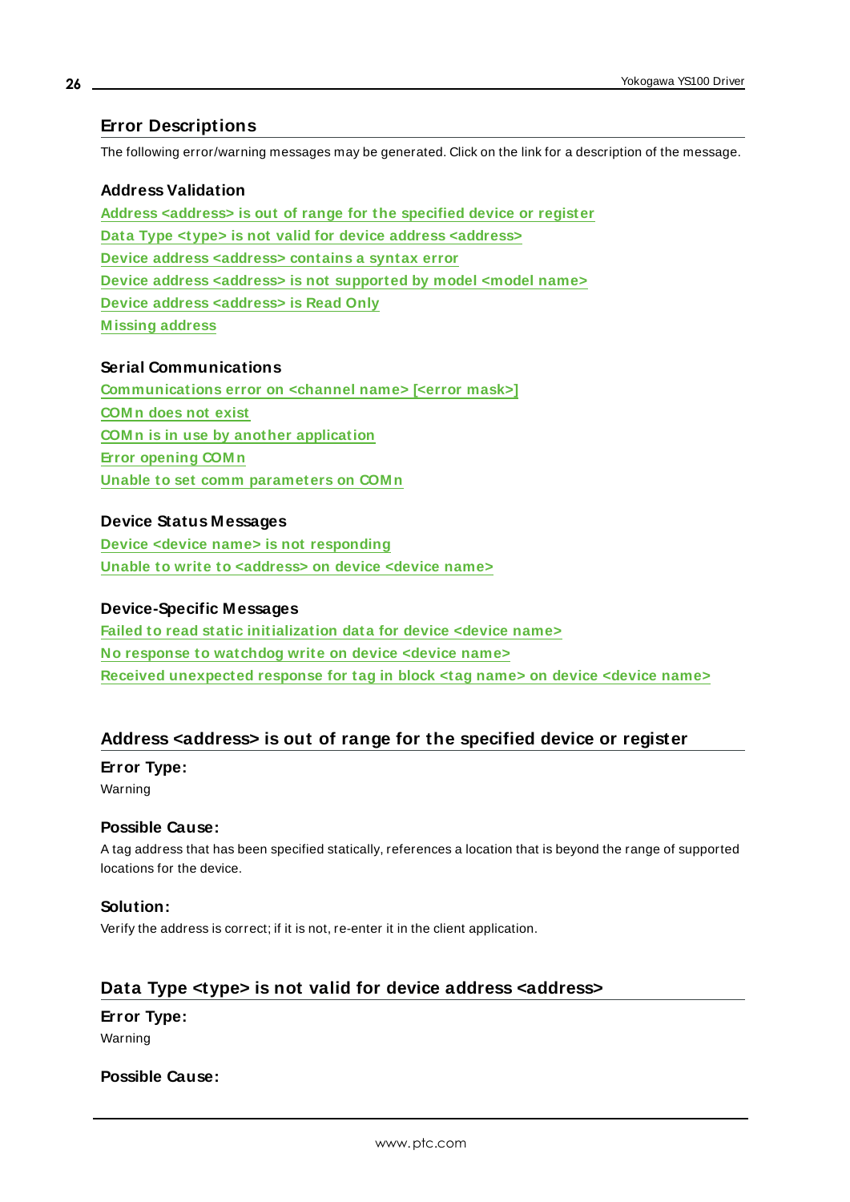## Error Descriptions

The following error/warning messages may be generated. Click on the link for a description of the message.

### Address Validation

Address <address> is out of range for the specified device or register
Data Type <type> is not valid for device address <address>
Device address <address> contains a syntax error
Device address <address> is not supported by model <model name>
Device address <address> is Read Only
Missing address

### Serial Communications

Communications error on <channel name> [<error mask>]
COMn does not exist
COMn is in use by another application
Error opening COMn
Unable to set comm parameters on COMn

### Device Status Messages

Device <device name> is not responding
Unable to write to <address> on device <device name>

### Device-Specific Messages

Failed to read static initialization data for device <device name>
No response to watchdog write on device <device name>
Received unexpected response for tag in block <tag name> on device <device name>

## Address <address> is out of range for the specified device or register

**Error Type:**

Warning

**Possible Cause:**

A tag address that has been specified statically, references a location that is beyond the range of supported locations for the device.

**Solution:**

Verify the address is correct; if it is not, re-enter it in the client application.

## Data Type <type> is not valid for device address <address>

**Error Type:**

Warning

**Possible Cause:**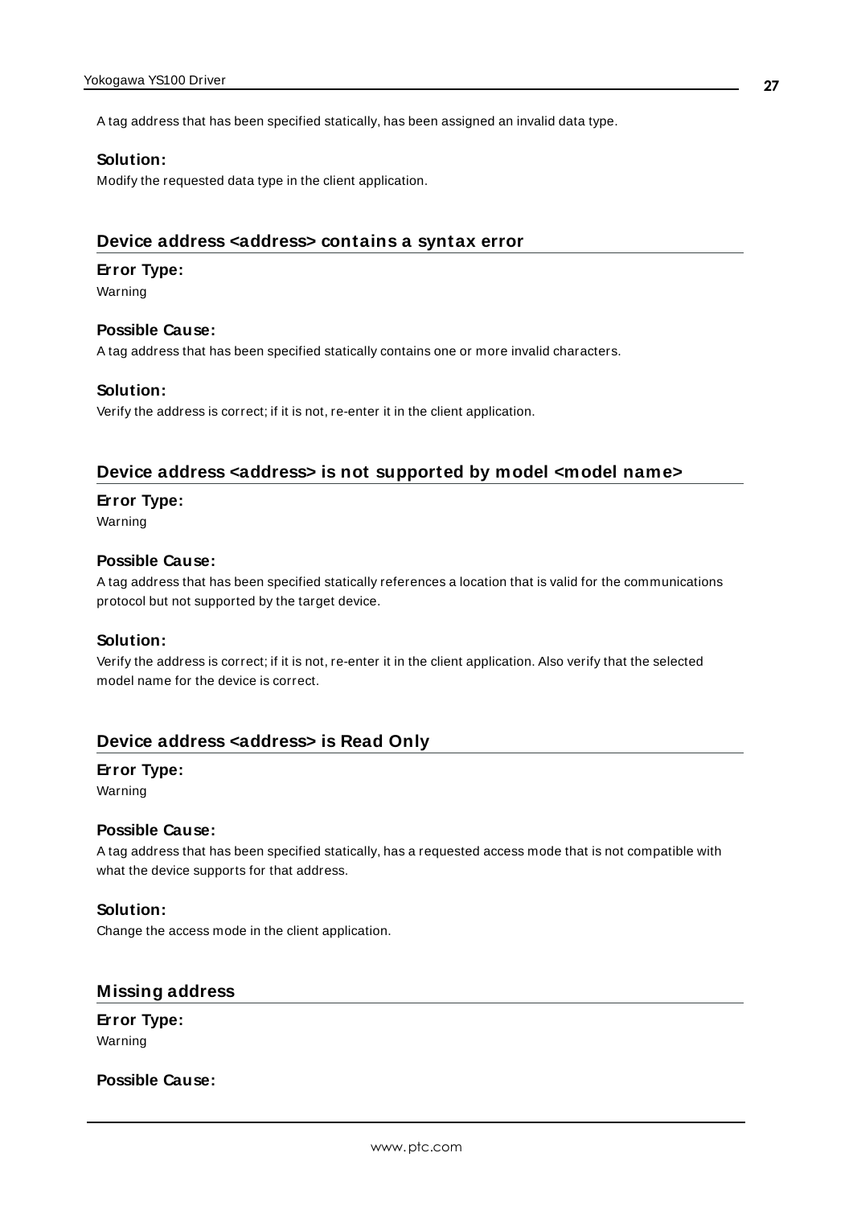A tag address that has been specified statically, has been assigned an invalid data type.

**Solution:**

Modify the requested data type in the client application.

### Device address <address> contains a syntax error

**Error Type:**

Warning

**Possible Cause:**

A tag address that has been specified statically contains one or more invalid characters.

**Solution:**

Verify the address is correct; if it is not, re-enter it in the client application.

### Device address <address> is not supported by model <model name>

**Error Type:**

Warning

**Possible Cause:**

A tag address that has been specified statically references a location that is valid for the communications protocol but not supported by the target device.

**Solution:**

Verify the address is correct; if it is not, re-enter it in the client application. Also verify that the selected model name for the device is correct.

### Device address <address> is Read Only

**Error Type:**

Warning

**Possible Cause:**

A tag address that has been specified statically, has a requested access mode that is not compatible with what the device supports for that address.

**Solution:**

Change the access mode in the client application.

### Missing address

**Error Type:**

Warning

**Possible Cause:**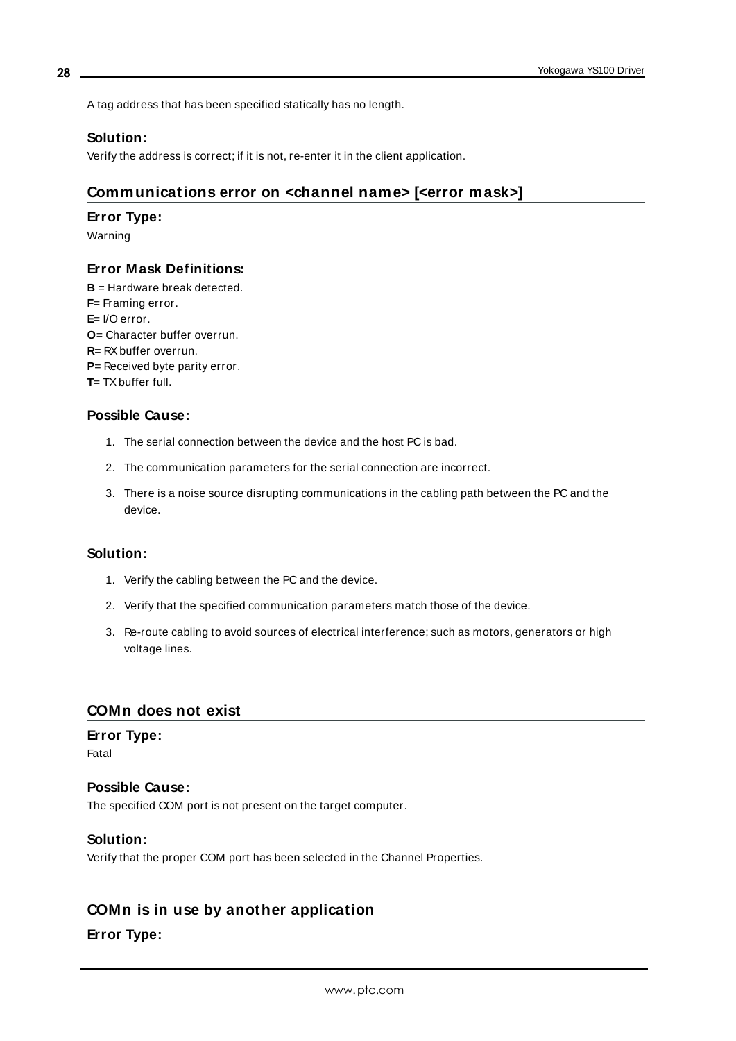A tag address that has been specified statically has no length.

### Solution:

Verify the address is correct; if it is not, re-enter it in the client application.

## Communications error on <channel name> [<error mask>]

### Error Type:

Warning

### Error Mask Definitions:

**B** = Hardware break detected.
**F**= Framing error.
**E**= I/O error.
**O**= Character buffer overrun.
**R**= RX buffer overrun.
**P**= Received byte parity error.
**T**= TX buffer full.

### Possible Cause:

1. The serial connection between the device and the host PC is bad.
2. The communication parameters for the serial connection are incorrect.
3. There is a noise source disrupting communications in the cabling path between the PC and the device.

### Solution:

1. Verify the cabling between the PC and the device.
2. Verify that the specified communication parameters match those of the device.
3. Re-route cabling to avoid sources of electrical interference; such as motors, generators or high voltage lines.

## COMn does not exist

### Error Type:

Fatal

### Possible Cause:

The specified COM port is not present on the target computer.

### Solution:

Verify that the proper COM port has been selected in the Channel Properties.

## COMn is in use by another application

### Error Type: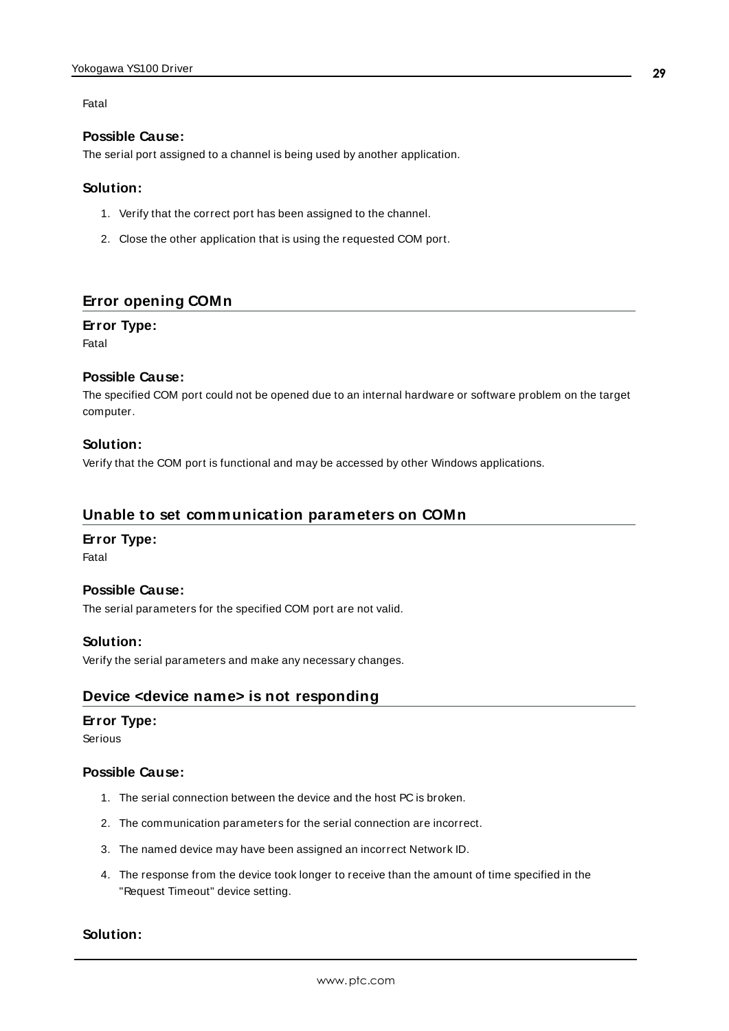Fatal

### Possible Cause:

The serial port assigned to a channel is being used by another application.

### Solution:

1. Verify that the correct port has been assigned to the channel.
2. Close the other application that is using the requested COM port.

## Error opening COMn

### Error Type:

Fatal

### Possible Cause:

The specified COM port could not be opened due to an internal hardware or software problem on the target computer.

### Solution:

Verify that the COM port is functional and may be accessed by other Windows applications.

## Unable to set communication parameters on COMn

### Error Type:

Fatal

### Possible Cause:

The serial parameters for the specified COM port are not valid.

### Solution:

Verify the serial parameters and make any necessary changes.

## Device <device name> is not responding

### Error Type:

Serious

### Possible Cause:

1. The serial connection between the device and the host PC is broken.
2. The communication parameters for the serial connection are incorrect.
3. The named device may have been assigned an incorrect Network ID.
4. The response from the device took longer to receive than the amount of time specified in the "Request Timeout" device setting.

### Solution: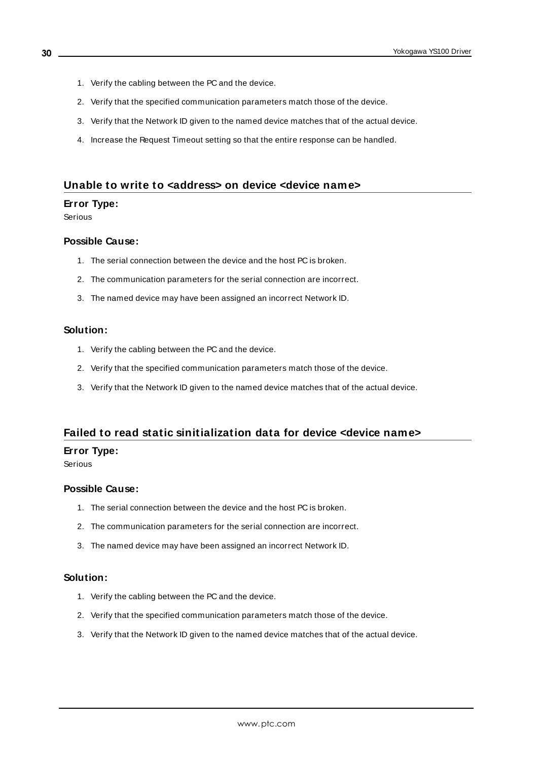1. Verify the cabling between the PC and the device.
2. Verify that the specified communication parameters match those of the device.
3. Verify that the Network ID given to the named device matches that of the actual device.
4. Increase the Request Timeout setting so that the entire response can be handled.

## Unable to write to <address> on device <device name>

### Error Type:

Serious

### Possible Cause:

1. The serial connection between the device and the host PC is broken.
2. The communication parameters for the serial connection are incorrect.
3. The named device may have been assigned an incorrect Network ID.

### Solution:

1. Verify the cabling between the PC and the device.
2. Verify that the specified communication parameters match those of the device.
3. Verify that the Network ID given to the named device matches that of the actual device.

## Failed to read static sinitialization data for device <device name>

### Error Type:

Serious

### Possible Cause:

1. The serial connection between the device and the host PC is broken.
2. The communication parameters for the serial connection are incorrect.
3. The named device may have been assigned an incorrect Network ID.

### Solution:

1. Verify the cabling between the PC and the device.
2. Verify that the specified communication parameters match those of the device.
3. Verify that the Network ID given to the named device matches that of the actual device.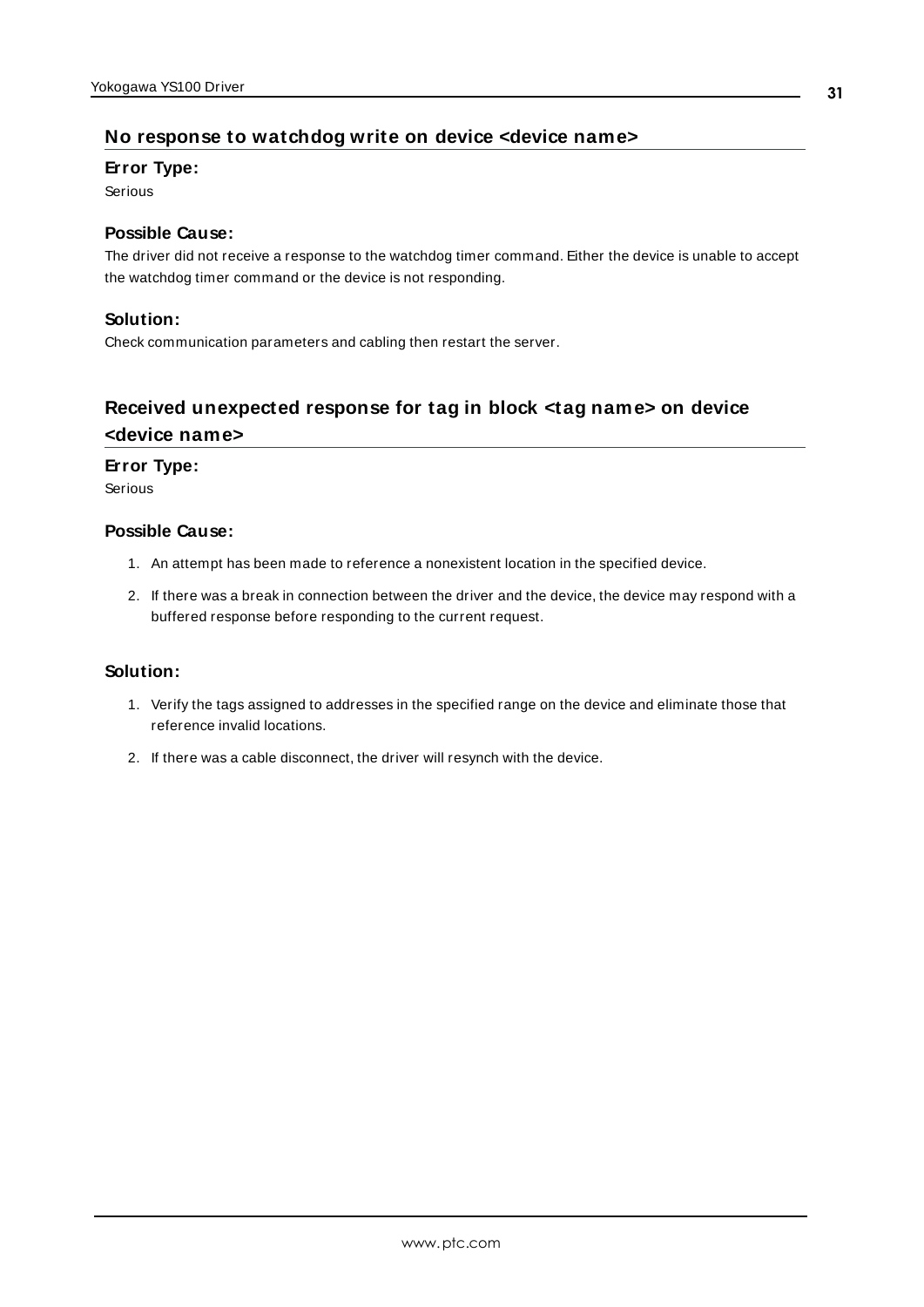## No response to watchdog write on device <device name>

### Error Type:

Serious

### Possible Cause:

The driver did not receive a response to the watchdog timer command. Either the device is unable to accept the watchdog timer command or the device is not responding.

### Solution:

Check communication parameters and cabling then restart the server.

## Received unexpected response for tag in block <tag name> on device <device name>

### Error Type:

Serious

### Possible Cause:

1. An attempt has been made to reference a nonexistent location in the specified device.
2. If there was a break in connection between the driver and the device, the device may respond with a buffered response before responding to the current request.

### Solution:

1. Verify the tags assigned to addresses in the specified range on the device and eliminate those that reference invalid locations.
2. If there was a cable disconnect, the driver will resynch with the device.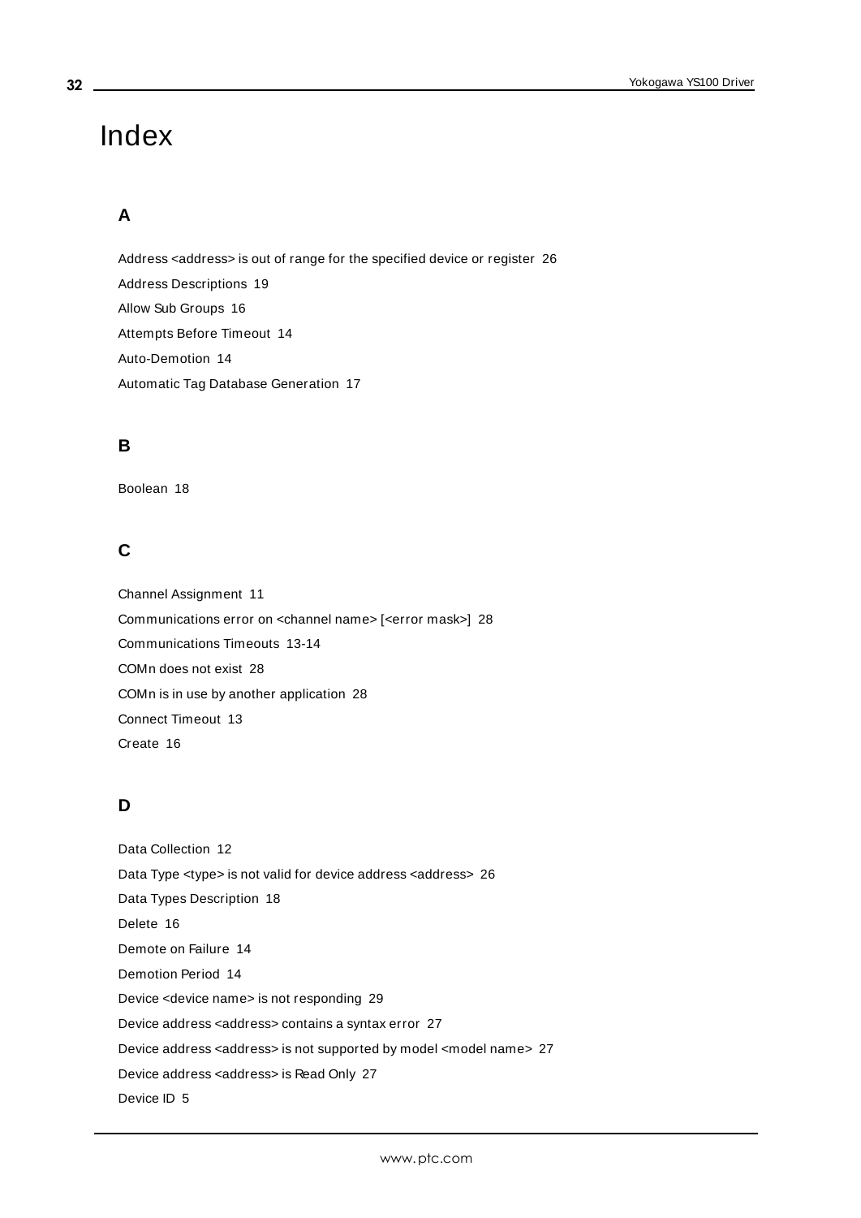# Index

## A

Address <address> is out of range for the specified device or register 26

Address Descriptions 19

Allow Sub Groups 16

Attempts Before Timeout 14

Auto-Demotion 14

Automatic Tag Database Generation 17

## B

Boolean 18

## C

Channel Assignment 11

Communications error on <channel name> [<error mask>] 28

Communications Timeouts 13-14

COMn does not exist 28

COMn is in use by another application 28

Connect Timeout 13

Create 16

## D

Data Collection 12

Data Type <type> is not valid for device address <address> 26

Data Types Description 18

Delete 16

Demote on Failure 14

Demotion Period 14

Device <device name> is not responding 29

Device address <address> contains a syntax error 27

Device address <address> is not supported by model <model name> 27

Device address <address> is Read Only 27

Device ID 5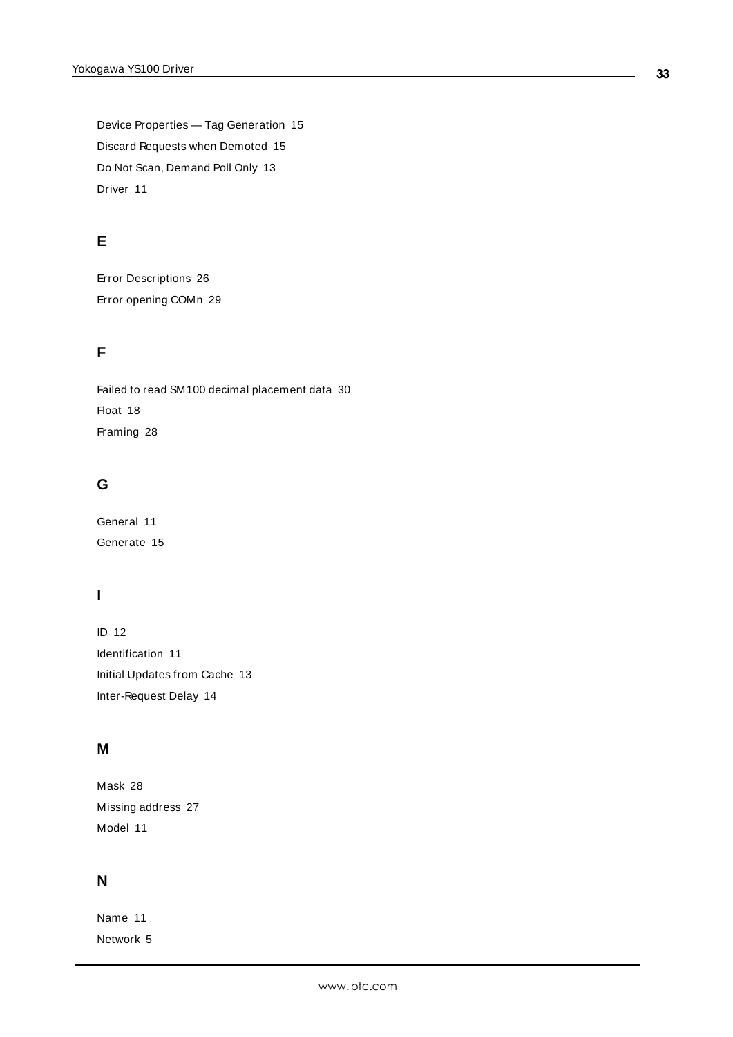Device Properties — Tag Generation 15

Discard Requests when Demoted 15

Do Not Scan, Demand Poll Only 13

Driver 11

## E

Error Descriptions 26

Error opening COMn 29

## F

Failed to read SM100 decimal placement data 30

Float 18

Framing 28

## G

General 11

Generate 15

## I

ID 12

Identification 11

Initial Updates from Cache 13

Inter-Request Delay 14

## M

Mask 28

Missing address 27

Model 11

## N

Name 11

Network 5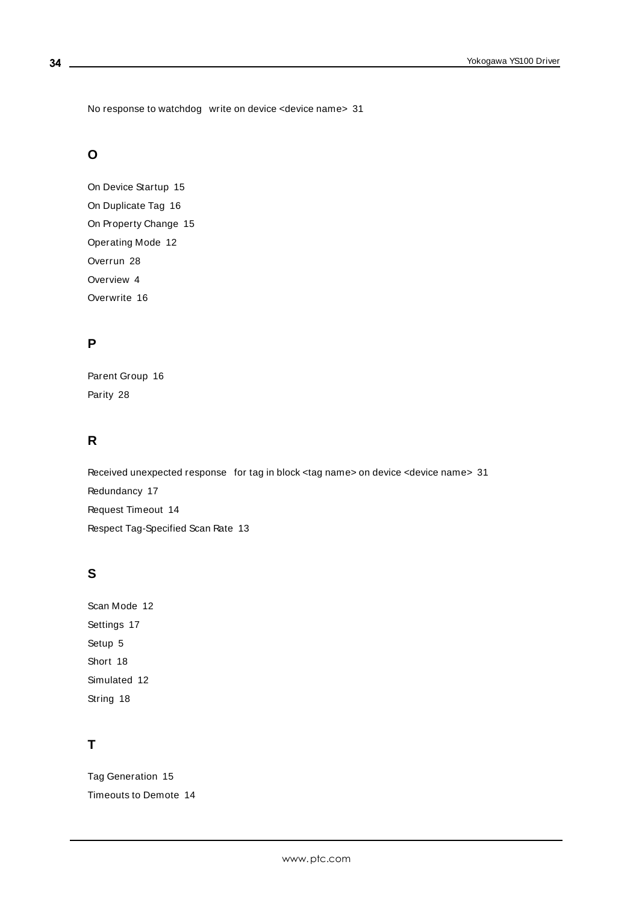No response to watchdog write on device <device name> 31

## O

On Device Startup 15

On Duplicate Tag 16

On Property Change 15

Operating Mode 12

Overrun 28

Overview 4

Overwrite 16

## P

Parent Group 16

Parity 28

## R

Received unexpected response for tag in block <tag name> on device <device name> 31

Redundancy 17

Request Timeout 14

Respect Tag-Specified Scan Rate 13

## S

Scan Mode 12

Settings 17

Setup 5

Short 18

Simulated 12

String 18

## T

Tag Generation 15

Timeouts to Demote 14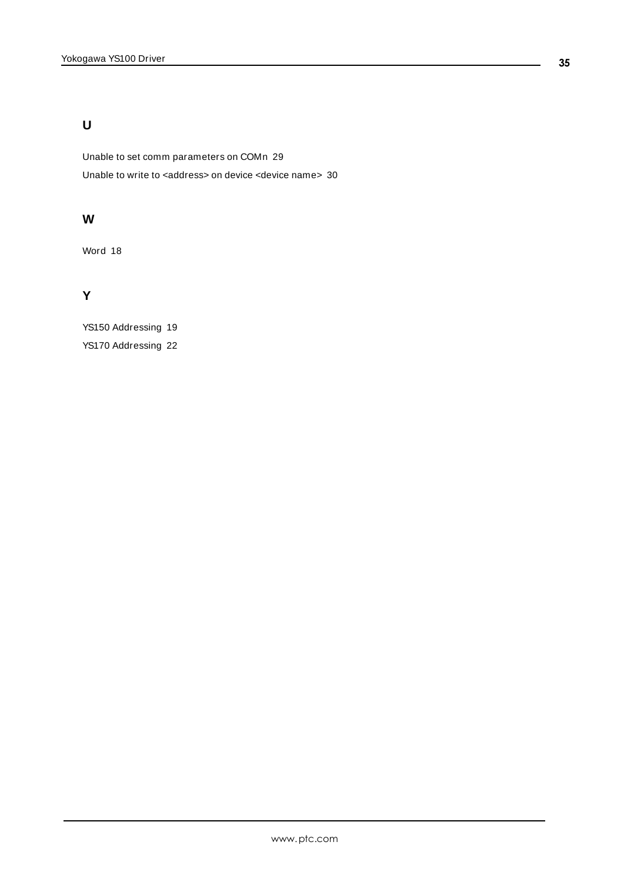## U

Unable to set comm parameters on COMn 29

Unable to write to <address> on device <device name> 30

## W

Word 18

## Y

YS150 Addressing 19

YS170 Addressing 22